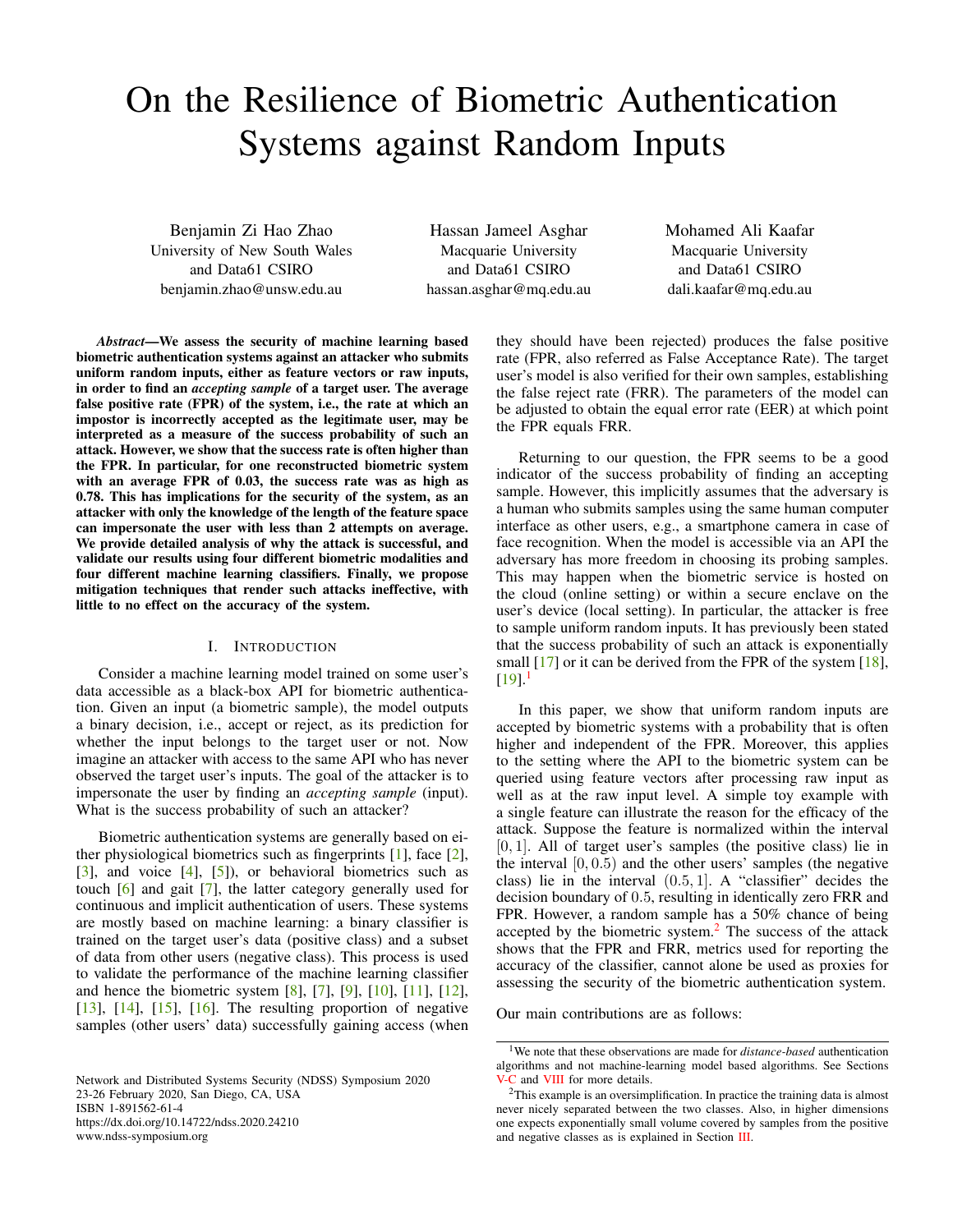# On the Resilience of Biometric Authentication Systems against Random Inputs

Benjamin Zi Hao Zhao
University of New South Wales
and Data61 CSIRO
benjamin.zhao@unsw.edu.au

Hassan Jameel Asghar
Macquarie University
and Data61 CSIRO
hassan.asghar@mq.edu.au

Mohamed Ali Kaafar
Macquarie University
and Data61 CSIRO
dali.kaafar@mq.edu.au

***Abstract*—We assess the security of machine learning based biometric authentication systems against an attacker who submits uniform random inputs, either as feature vectors or raw inputs, in order to find an *accepting sample* of a target user. The average false positive rate (FPR) of the system, i.e., the rate at which an impostor is incorrectly accepted as the legitimate user, may be interpreted as a measure of the success probability of such an attack. However, we show that the success rate is often higher than the FPR. In particular, for one reconstructed biometric system with an average FPR of 0.03, the success rate was as high as 0.78. This has implications for the security of the system, as an attacker with only the knowledge of the length of the feature space can impersonate the user with less than 2 attempts on average. We provide detailed analysis of why the attack is successful, and validate our results using four different biometric modalities and four different machine learning classifiers. Finally, we propose mitigation techniques that render such attacks ineffective, with little to no effect on the accuracy of the system.**

## I. Introduction

Consider a machine learning model trained on some user's data accessible as a black-box API for biometric authentication. Given an input (a biometric sample), the model outputs a binary decision, i.e., accept or reject, as its prediction for whether the input belongs to the target user or not. Now imagine an attacker with access to the same API who has never observed the target user's inputs. The goal of the attacker is to impersonate the user by finding an *accepting sample* (input). What is the success probability of such an attacker?

Biometric authentication systems are generally based on either physiological biometrics such as fingerprints [1], face [2], [3], and voice [4], [5]), or behavioral biometrics such as touch [6] and gait [7], the latter category generally used for continuous and implicit authentication of users. These systems are mostly based on machine learning: a binary classifier is trained on the target user's data (positive class) and a subset of data from other users (negative class). This process is used to validate the performance of the machine learning classifier and hence the biometric system [8], [7], [9], [10], [11], [12], [13], [14], [15], [16]. The resulting proportion of negative samples (other users' data) successfully gaining access (when they should have been rejected) produces the false positive rate (FPR, also referred as False Acceptance Rate). The target user's model is also verified for their own samples, establishing the false reject rate (FRR). The parameters of the model can be adjusted to obtain the equal error rate (EER) at which point the FPR equals FRR.

Returning to our question, the FPR seems to be a good indicator of the success probability of finding an accepting sample. However, this implicitly assumes that the adversary is a human who submits samples using the same human computer interface as other users, e.g., a smartphone camera in case of face recognition. When the model is accessible via an API the adversary has more freedom in choosing its probing samples. This may happen when the biometric service is hosted on the cloud (online setting) or within a secure enclave on the user's device (local setting). In particular, the attacker is free to sample uniform random inputs. It has previously been stated that the success probability of such an attack is exponentially small [17] or it can be derived from the FPR of the system [18], [19].[1]

In this paper, we show that uniform random inputs are accepted by biometric systems with a probability that is often higher and independent of the FPR. Moreover, this applies to the setting where the API to the biometric system can be queried using feature vectors after processing raw input as well as at the raw input level. A simple toy example with a single feature can illustrate the reason for the efficacy of the attack. Suppose the feature is normalized within the interval $[0, 1]$. All of target user's samples (the positive class) lie in the interval $[0, 0.5)$ and the other users' samples (the negative class) lie in the interval $(0.5, 1]$. A "classifier" decides the decision boundary of $0.5$, resulting in identically zero FRR and FPR. However, a random sample has a 50% chance of being accepted by the biometric system.[2] The success of the attack shows that the FPR and FRR, metrics used for reporting the accuracy of the classifier, cannot alone be used as proxies for assessing the security of the biometric authentication system.

Our main contributions are as follows:

[1] We note that these observations are made for *distance-based* authentication algorithms and not machine-learning model based algorithms. See Sections V-C and VIII for more details.

[2] This example is an oversimplification. In practice the training data is almost never nicely separated between the two classes. Also, in higher dimensions one expects exponentially small volume covered by samples from the positive and negative classes as is explained in Section III.

Network and Distributed Systems Security (NDSS) Symposium 2020
23-26 February 2020, San Diego, CA, USA
ISBN 1-891562-61-4
https://dx.doi.org/10.14722/ndss.2020.24210
www.ndss-symposium.org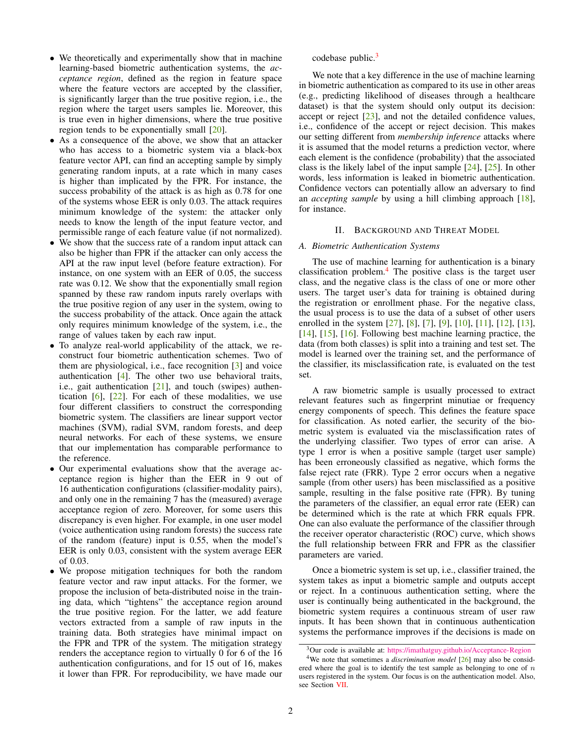- We theoretically and experimentally show that in machine learning-based biometric authentication systems, the *acceptance region*, defined as the region in feature space where the feature vectors are accepted by the classifier, is significantly larger than the true positive region, i.e., the region where the target users samples lie. Moreover, this is true even in higher dimensions, where the true positive region tends to be exponentially small [20].
- As a consequence of the above, we show that an attacker who has access to a biometric system via a black-box feature vector API, can find an accepting sample by simply generating random inputs, at a rate which in many cases is higher than implicated by the FPR. For instance, the success probability of the attack is as high as 0.78 for one of the systems whose EER is only 0.03. The attack requires minimum knowledge of the system: the attacker only needs to know the length of the input feature vector, and permissible range of each feature value (if not normalized).
- We show that the success rate of a random input attack can also be higher than FPR if the attacker can only access the API at the raw input level (before feature extraction). For instance, on one system with an EER of 0.05, the success rate was 0.12. We show that the exponentially small region spanned by these raw random inputs rarely overlaps with the true positive region of any user in the system, owing to the success probability of the attack. Once again the attack only requires minimum knowledge of the system, i.e., the range of values taken by each raw input.
- To analyze real-world applicability of the attack, we reconstruct four biometric authentication schemes. Two of them are physiological, i.e., face recognition [3] and voice authentication [4]. The other two use behavioral traits, i.e., gait authentication [21], and touch (swipes) authentication [6], [22]. For each of these modalities, we use four different classifiers to construct the corresponding biometric system. The classifiers are linear support vector machines (SVM), radial SVM, random forests, and deep neural networks. For each of these systems, we ensure that our implementation has comparable performance to the reference.
- Our experimental evaluations show that the average acceptance region is higher than the EER in 9 out of 16 authentication configurations (classifier-modality pairs), and only one in the remaining 7 has the (measured) average acceptance region of zero. Moreover, for some users this discrepancy is even higher. For example, in one user model (voice authentication using random forests) the success rate of the random (feature) input is 0.55, when the model's EER is only 0.03, consistent with the system average EER of 0.03.
- We propose mitigation techniques for both the random feature vector and raw input attacks. For the former, we propose the inclusion of beta-distributed noise in the training data, which "tightens" the acceptance region around the true positive region. For the latter, we add feature vectors extracted from a sample of raw inputs in the training data. Both strategies have minimal impact on the FPR and TPR of the system. The mitigation strategy renders the acceptance region to virtually 0 for 6 of the 16 authentication configurations, and for 15 out of 16, makes it lower than FPR. For reproducibility, we have made our codebase public.[3]

We note that a key difference in the use of machine learning in biometric authentication as compared to its use in other areas (e.g., predicting likelihood of diseases through a healthcare dataset) is that the system should only output its decision: accept or reject [23], and not the detailed confidence values, i.e., confidence of the accept or reject decision. This makes our setting different from *membership inference* attacks where it is assumed that the model returns a prediction vector, where each element is the confidence (probability) that the associated class is the likely label of the input sample [24], [25]. In other words, less information is leaked in biometric authentication. Confidence vectors can potentially allow an adversary to find an *accepting sample* by using a hill climbing approach [18], for instance.

## II. Background and Threat Model

### A. Biometric Authentication Systems

The use of machine learning for authentication is a binary classification problem.[4] The positive class is the target user class, and the negative class is the class of one or more other users. The target user's data for training is obtained during the registration or enrollment phase. For the negative class, the usual process is to use the data of a subset of other users enrolled in the system [27], [8], [7], [9], [10], [11], [12], [13], [14], [15], [16]. Following best machine learning practice, the data (from both classes) is split into a training and test set. The model is learned over the training set, and the performance of the classifier, its misclassification rate, is evaluated on the test set.

A raw biometric sample is usually processed to extract relevant features such as fingerprint minutiae or frequency energy components of speech. This defines the feature space for classification. As noted earlier, the security of the biometric system is evaluated via the misclassification rates of the underlying classifier. Two types of error can arise. A type 1 error is when a positive sample (target user sample) has been erroneously classified as negative, which forms the false reject rate (FRR). Type 2 error occurs when a negative sample (from other users) has been misclassified as a positive sample, resulting in the false positive rate (FPR). By tuning the parameters of the classifier, an equal error rate (EER) can be determined which is the rate at which FRR equals FPR. One can also evaluate the performance of the classifier through the receiver operator characteristic (ROC) curve, which shows the full relationship between FRR and FPR as the classifier parameters are varied.

Once a biometric system is set up, i.e., classifier trained, the system takes as input a biometric sample and outputs accept or reject. In a continuous authentication setting, where the user is continually being authenticated in the background, the biometric system requires a continuous stream of user raw inputs. It has been shown that in continuous authentication systems the performance improves if the decisions is made on

[3] Our code is available at: https://imathatguy.github.io/Acceptance-Region

[4] We note that sometimes a *discrimination model* [26] may also be considered where the goal is to identify the test sample as belonging to one of $n$ users registered in the system. Our focus is on the authentication model. Also, see Section VII.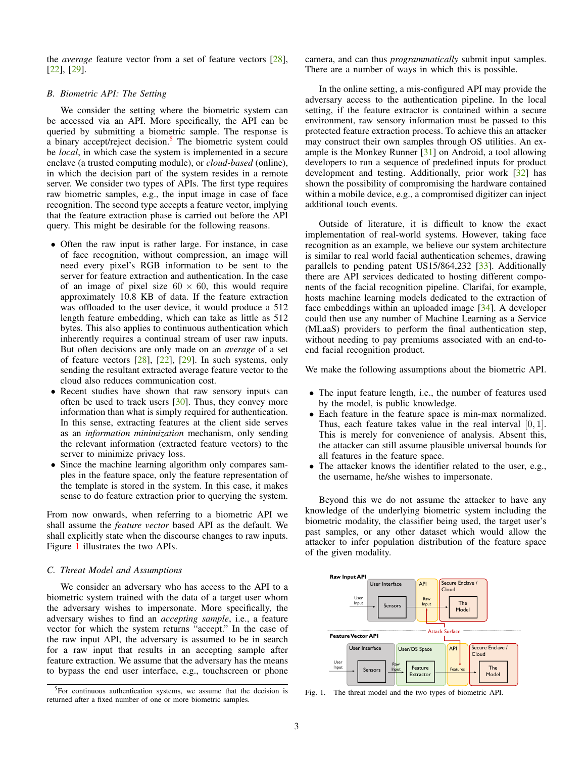the *average* feature vector from a set of feature vectors [28], [22], [29].

### B. Biometric API: The Setting

We consider the setting where the biometric system can be accessed via an API. More specifically, the API can be queried by submitting a biometric sample. The response is a binary accept/reject decision.[5] The biometric system could be *local*, in which case the system is implemented in a secure enclave (a trusted computing module), or *cloud-based* (online), in which the decision part of the system resides in a remote server. We consider two types of APIs. The first type requires raw biometric samples, e.g., the input image in case of face recognition. The second type accepts a feature vector, implying that the feature extraction phase is carried out before the API query. This might be desirable for the following reasons.

- Often the raw input is rather large. For instance, in case of face recognition, without compression, an image will need every pixel's RGB information to be sent to the server for feature extraction and authentication. In the case of an image of pixel size $60 \times 60$, this would require approximately 10.8 KB of data. If the feature extraction was offloaded to the user device, it would produce a 512 length feature embedding, which can take as little as 512 bytes. This also applies to continuous authentication which inherently requires a continual stream of user raw inputs. But often decisions are only made on an *average* of a set of feature vectors [28], [22], [29]. In such systems, only sending the resultant extracted average feature vector to the cloud also reduces communication cost.
- Recent studies have shown that raw sensory inputs can often be used to track users [30]. Thus, they convey more information than what is simply required for authentication. In this sense, extracting features at the client side serves as an *information minimization* mechanism, only sending the relevant information (extracted feature vectors) to the server to minimize privacy loss.
- Since the machine learning algorithm only compares samples in the feature space, only the feature representation of the template is stored in the system. In this case, it makes sense to do feature extraction prior to querying the system.

From now onwards, when referring to a biometric API we shall assume the *feature vector* based API as the default. We shall explicitly state when the discourse changes to raw inputs. Figure 1 illustrates the two APIs.

### C. Threat Model and Assumptions

We consider an adversary who has access to the API to a biometric system trained with the data of a target user whom the adversary wishes to impersonate. More specifically, the adversary wishes to find an *accepting sample*, i.e., a feature vector for which the system returns "accept." In the case of the raw input API, the adversary is assumed to be in search for a raw input that results in an accepting sample after feature extraction. We assume that the adversary has the means to bypass the end user interface, e.g., touchscreen or phone camera, and can thus *programmatically* submit input samples. There are a number of ways in which this is possible.

In the online setting, a mis-configured API may provide the adversary access to the authentication pipeline. In the local setting, if the feature extractor is contained within a secure environment, raw sensory information must be passed to this protected feature extraction process. To achieve this an attacker may construct their own samples through OS utilities. An example is the Monkey Runner [31] on Android, a tool allowing developers to run a sequence of predefined inputs for product development and testing. Additionally, prior work [32] has shown the possibility of compromising the hardware contained within a mobile device, e.g., a compromised digitizer can inject additional touch events.

Outside of literature, it is difficult to know the exact implementation of real-world systems. However, taking face recognition as an example, we believe our system architecture is similar to real world facial authentication schemes, drawing parallels to pending patent US15/864,232 [33]. Additionally there are API services dedicated to hosting different components of the facial recognition pipeline. Clarifai, for example, hosts machine learning models dedicated to the extraction of face embeddings within an uploaded image [34]. A developer could then use any number of Machine Learning as a Service (MLaaS) providers to perform the final authentication step, without needing to pay premiums associated with an end-to-end facial recognition product.

We make the following assumptions about the biometric API.

- The input feature length, i.e., the number of features used by the model, is public knowledge.
- Each feature in the feature space is min-max normalized. Thus, each feature takes value in the real interval $[0, 1]$. This is merely for convenience of analysis. Absent this, the attacker can still assume plausible universal bounds for all features in the feature space.
- The attacker knows the identifier related to the user, e.g., the username, he/she wishes to impersonate.

Beyond this we do not assume the attacker to have any knowledge of the underlying biometric system including the biometric modality, the classifier being used, the target user's past samples, or any other dataset which would allow the attacker to infer population distribution of the feature space of the given modality.

Fig. 1. The threat model and the two types of biometric API.

[5] For continuous authentication systems, we assume that the decision is returned after a fixed number of one or more biometric samples.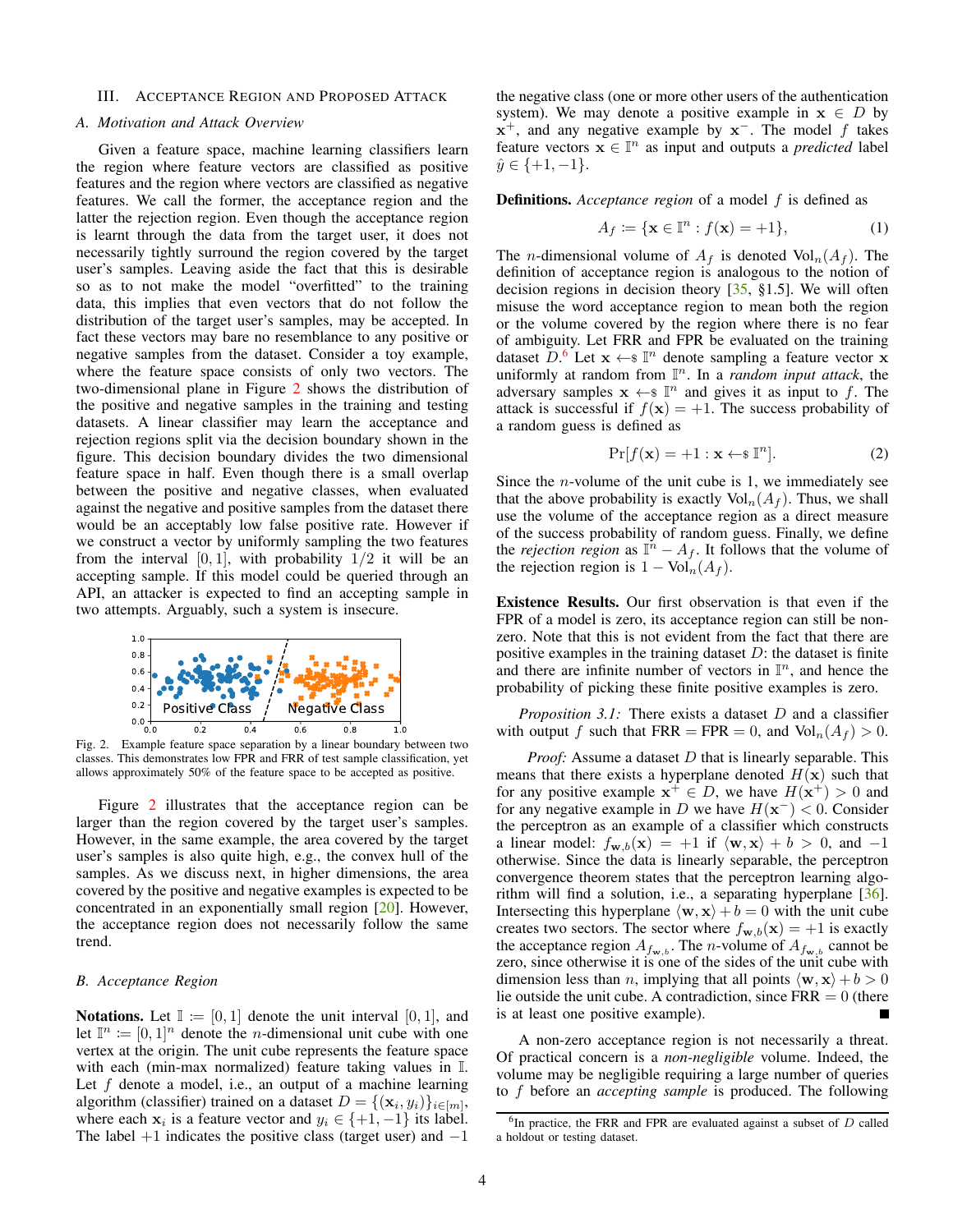## III. Acceptance Region and Proposed Attack

### A. Motivation and Attack Overview

Given a feature space, machine learning classifiers learn the region where feature vectors are classified as positive features and the region where vectors are classified as negative features. We call the former, the acceptance region and the latter the rejection region. Even though the acceptance region is learnt through the data from the target user, it does not necessarily tightly surround the region covered by the target user's samples. Leaving aside the fact that this is desirable so as to not make the model "overfitted" to the training data, this implies that even vectors that do not follow the distribution of the target user's samples, may be accepted. In fact these vectors may bare no resemblance to any positive or negative samples from the dataset. Consider a toy example, where the feature space consists of only two vectors. The two-dimensional plane in Figure 2 shows the distribution of the positive and negative samples in the training and testing datasets. A linear classifier may learn the acceptance and rejection regions split via the decision boundary shown in the figure. This decision boundary divides the two dimensional feature space in half. Even though there is a small overlap between the positive and negative classes, when evaluated against the negative and positive samples from the dataset there would be an acceptably low false positive rate. However if we construct a vector by uniformly sampling the two features from the interval $[0, 1]$, with probability $1/2$ it will be an accepting sample. If this model could be queried through an API, an attacker is expected to find an accepting sample in two attempts. Arguably, such a system is insecure.

Fig. 2. Example feature space separation by a linear boundary between two classes. This demonstrates low FPR and FRR of test sample classification, yet allows approximately 50% of the feature space to be accepted as positive.

Figure 2 illustrates that the acceptance region can be larger than the region covered by the target user's samples. However, in the same example, the area covered by the target user's samples is also quite high, e.g., the convex hull of the samples. As we discuss next, in higher dimensions, the area covered by the positive and negative examples is expected to be concentrated in an exponentially small region [20]. However, the acceptance region does not necessarily follow the same trend.

### B. Acceptance Region

**Notations.** Let $\mathbb{I} := [0, 1]$ denote the unit interval $[0, 1]$, and let $\mathbb{I}^n := [0, 1]^n$ denote the $n$-dimensional unit cube with one vertex at the origin. The unit cube represents the feature space with each (min-max normalized) feature taking values in $\mathbb{I}$. Let $f$ denote a model, i.e., an output of a machine learning algorithm (classifier) trained on a dataset $D = \{(\mathbf{x}_i, y_i)\}_{i\in[m]}$, where each $\mathbf{x}_i$ is a feature vector and $y_i \in \{+1, -1\}$ its label. The label $+1$ indicates the positive class (target user) and $-1$ the negative class (one or more other users of the authentication system). We may denote a positive example in $\mathbf{x} \in D$ by $\mathbf{x}^+$, and any negative example by $\mathbf{x}^-$. The model $f$ takes feature vectors $\mathbf{x} \in \mathbb{I}^n$ as input and outputs a *predicted* label $\hat{y} \in \{+1, -1\}$.

**Definitions.** *Acceptance region* of a model $f$ is defined as

$$A_f := \{\mathbf{x} \in \mathbb{I}^n : f(\mathbf{x}) = +1\}, \tag{1}$$

The $n$-dimensional volume of $A_f$ is denoted $\text{Vol}_n(A_f)$. The definition of acceptance region is analogous to the notion of decision regions in decision theory [35, §1.5]. We will often misuse the word acceptance region to mean both the region or the volume covered by the region where there is no fear of ambiguity. Let FRR and FPR be evaluated on the training dataset $D$.[6] Let $\mathbf{x} \leftarrow\$ \mathbb{I}^n$ denote sampling a feature vector $\mathbf{x}$ uniformly at random from $\mathbb{I}^n$. In a *random input attack*, the adversary samples $\mathbf{x} \leftarrow\$ \mathbb{I}^n$ and gives it as input to $f$. The attack is successful if $f(\mathbf{x}) = +1$. The success probability of a random guess is defined as

$$\Pr[f(\mathbf{x}) = +1 : \mathbf{x} \leftarrow\$ \mathbb{I}^n]. \tag{2}$$

Since the $n$-volume of the unit cube is 1, we immediately see that the above probability is exactly $\text{Vol}_n(A_f)$. Thus, we shall use the volume of the acceptance region as a direct measure of the success probability of random guess. Finally, we define the *rejection region* as $\mathbb{I}^n - A_f$. It follows that the volume of the rejection region is $1 - \text{Vol}_n(A_f)$.

**Existence Results.** Our first observation is that even if the FPR of a model is zero, its acceptance region can still be non-zero. Note that this is not evident from the fact that there are positive examples in the training dataset $D$: the dataset is finite and there are infinite number of vectors in $\mathbb{I}^n$, and hence the probability of picking these finite positive examples is zero.

*Proposition 3.1:* There exists a dataset $D$ and a classifier with output $f$ such that FRR = FPR = 0, and $\text{Vol}_n(A_f) > 0$.

*Proof:* Assume a dataset $D$ that is linearly separable. This means that there exists a hyperplane denoted $H(\mathbf{x})$ such that for any positive example $\mathbf{x}^+ \in D$, we have $H(\mathbf{x}^+) > 0$ and for any negative example in $D$ we have $H(\mathbf{x}^-) < 0$. Consider the perceptron as an example of a classifier which constructs a linear model: $f_{\mathbf{w},b}(\mathbf{x}) = +1$ if $\langle \mathbf{w}, \mathbf{x}\rangle + b > 0$, and $-1$ otherwise. Since the data is linearly separable, the perceptron convergence theorem states that the perceptron learning algorithm will find a solution, i.e., a separating hyperplane [36]. Intersecting this hyperplane $\langle \mathbf{w}, \mathbf{x}\rangle + b = 0$ with the unit cube creates two sectors. The sector where $f_{\mathbf{w},b}(\mathbf{x}) = +1$ is exactly the acceptance region $A_{f_{\mathbf{w},b}}$. The $n$-volume of $A_{f_{\mathbf{w},b}}$ cannot be zero, since otherwise it is one of the sides of the unit cube with dimension less than $n$, implying that all points $\langle \mathbf{w}, \mathbf{x}\rangle + b > 0$ lie outside the unit cube. A contradiction, since FRR = 0 (there is at least one positive example). ∎

A non-zero acceptance region is not necessarily a threat. Of practical concern is a *non-negligible* volume. Indeed, the volume may be negligible requiring a large number of queries to $f$ before an *accepting sample* is produced. The following

[6] In practice, the FRR and FPR are evaluated against a subset of $D$ called a holdout or testing dataset.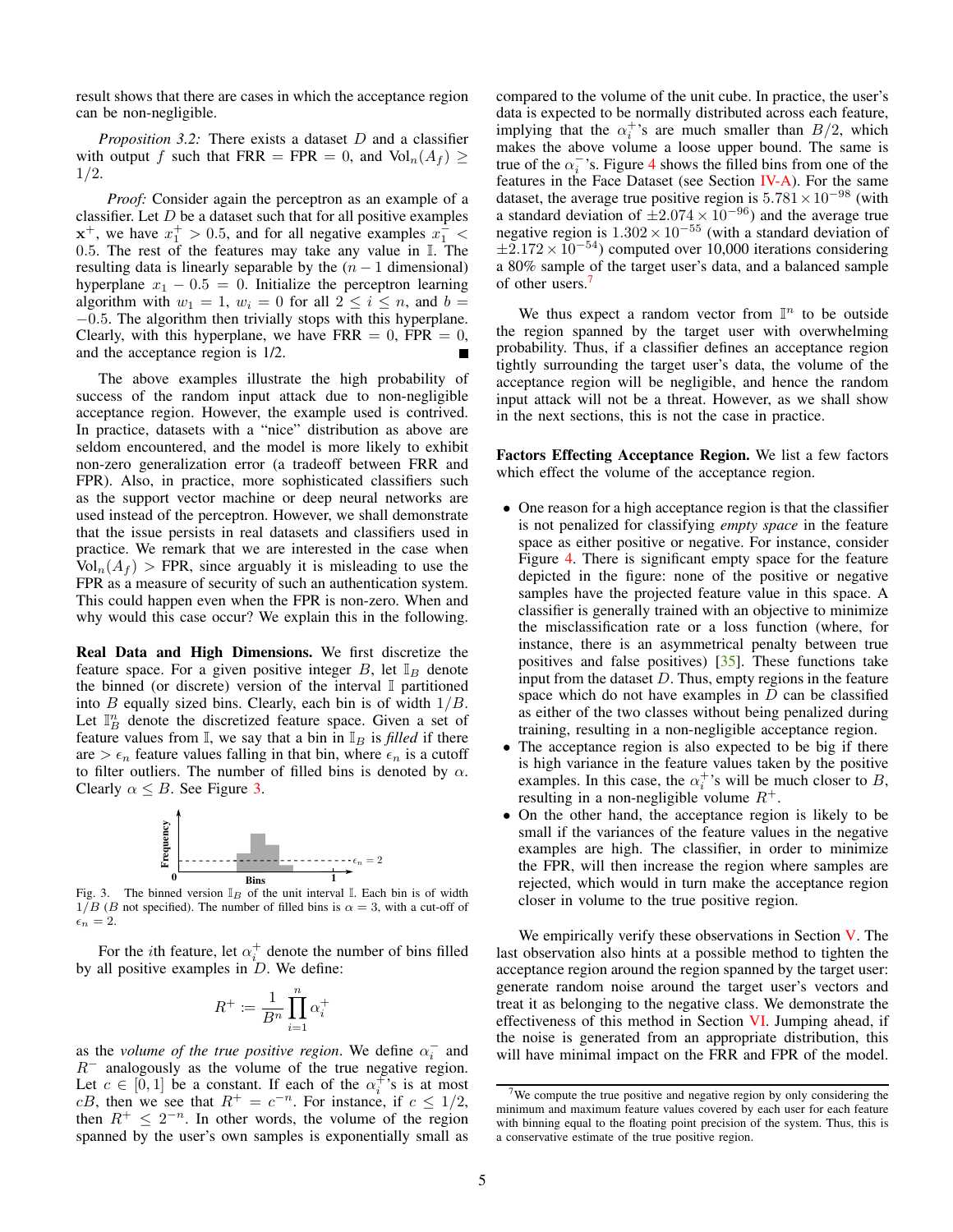result shows that there are cases in which the acceptance region can be non-negligible.

*Proposition 3.2:* There exists a dataset $D$ and a classifier with output $f$ such that FRR $=$ FPR $= 0$, and $\text{Vol}_n(A_f) \geq 1/2$.

*Proof:* Consider again the perceptron as an example of a classifier. Let $D$ be a dataset such that for all positive examples $\mathbf{x}^+$, we have $x_1^+ > 0.5$, and for all negative examples $x_1^- < 0.5$. The rest of the features may take any value in $\mathbb{I}$. The resulting data is linearly separable by the ($n-1$ dimensional) hyperplane $x_1 - 0.5 = 0$. Initialize the perceptron learning algorithm with $w_1 = 1$, $w_i = 0$ for all $2 \leq i \leq n$, and $b = -0.5$. The algorithm then trivially stops with this hyperplane. Clearly, with this hyperplane, we have FRR $= 0$, FPR $= 0$, and the acceptance region is 1/2. ∎

The above examples illustrate the high probability of success of the random input attack due to non-negligible acceptance region. However, the example used is contrived. In practice, datasets with a "nice" distribution as above are seldom encountered, and the model is more likely to exhibit non-zero generalization error (a tradeoff between FRR and FPR). Also, in practice, more sophisticated classifiers such as the support vector machine or deep neural networks are used instead of the perceptron. However, we shall demonstrate that the issue persists in real datasets and classifiers used in practice. We remark that we are interested in the case when $\text{Vol}_n(A_f) >$ FPR, since arguably it is misleading to use the FPR as a measure of security of such an authentication system. This could happen even when the FPR is non-zero. When and why would this case occur? We explain this in the following.

**Real Data and High Dimensions.** We first discretize the feature space. For a given positive integer $B$, let $\mathbb{I}_B$ denote the binned (or discrete) version of the interval $\mathbb{I}$ partitioned into $B$ equally sized bins. Clearly, each bin is of width $1/B$. Let $\mathbb{I}_B^n$ denote the discretized feature space. Given a set of feature values from $\mathbb{I}$, we say that a bin in $\mathbb{I}_B$ is *filled* if there are $> \epsilon_n$ feature values falling in that bin, where $\epsilon_n$ is a cutoff to filter outliers. The number of filled bins is denoted by $\alpha$. Clearly $\alpha \leq B$. See Figure 3.

Fig. 3. The binned version $\mathbb{I}_B$ of the unit interval $\mathbb{I}$. Each bin is of width $1/B$ ($B$ not specified). The number of filled bins is $\alpha = 3$, with a cut-off of $\epsilon_n = 2$.

For the $i$th feature, let $\alpha_i^+$ denote the number of bins filled by all positive examples in $D$. We define:

$$R^+ := \frac{1}{B^n} \prod_{i=1}^{n} \alpha_i^+$$

as the *volume of the true positive region*. We define $\alpha_i^-$ and $R^-$ analogously as the volume of the true negative region. Let $c \in [0, 1]$ be a constant. If each of the $\alpha_i^+$'s is at most $cB$, then we see that $R^+ = c^{-n}$. For instance, if $c \leq 1/2$, then $R^+ \leq 2^{-n}$. In other words, the volume of the region spanned by the user's own samples is exponentially small as compared to the volume of the unit cube. In practice, the user's data is expected to be normally distributed across each feature, implying that the $\alpha_i^+$'s are much smaller than $B/2$, which makes the above volume a loose upper bound. The same is true of the $\alpha_i^-$'s. Figure 4 shows the filled bins from one of the features in the Face Dataset (see Section IV-A). For the same dataset, the average true positive region is $5.781 \times 10^{-98}$ (with a standard deviation of $\pm 2.074 \times 10^{-96}$) and the average true negative region is $1.302 \times 10^{-55}$ (with a standard deviation of $\pm 2.172 \times 10^{-54}$) computed over 10,000 iterations considering a 80% sample of the target user's data, and a balanced sample of other users.[7]

We thus expect a random vector from $\mathbb{I}^n$ to be outside the region spanned by the target user with overwhelming probability. Thus, if a classifier defines an acceptance region tightly surrounding the target user's data, the volume of the acceptance region will be negligible, and hence the random input attack will not be a threat. However, as we shall show in the next sections, this is not the case in practice.

**Factors Effecting Acceptance Region.** We list a few factors which effect the volume of the acceptance region.

- One reason for a high acceptance region is that the classifier is not penalized for classifying *empty space* in the feature space as either positive or negative. For instance, consider Figure 4. There is significant empty space for the feature depicted in the figure: none of the positive or negative samples have the projected feature value in this space. A classifier is generally trained with an objective to minimize the misclassification rate or a loss function (where, for instance, there is an asymmetrical penalty between true positives and false positives) [35]. These functions take input from the dataset $D$. Thus, empty regions in the feature space which do not have examples in $D$ can be classified as either of the two classes without being penalized during training, resulting in a non-negligible acceptance region.
- The acceptance region is also expected to be big if there is high variance in the feature values taken by the positive examples. In this case, the $\alpha_i^+$'s will be much closer to $B$, resulting in a non-negligible volume $R^+$.
- On the other hand, the acceptance region is likely to be small if the variances of the feature values in the negative examples are high. The classifier, in order to minimize the FPR, will then increase the region where samples are rejected, which would in turn make the acceptance region closer in volume to the true positive region.

We empirically verify these observations in Section V. The last observation also hints at a possible method to tighten the acceptance region around the region spanned by the target user: generate random noise around the target user's vectors and treat it as belonging to the negative class. We demonstrate the effectiveness of this method in Section VI. Jumping ahead, if the noise is generated from an appropriate distribution, this will have minimal impact on the FRR and FPR of the model.

[7] We compute the true positive and negative region by only considering the minimum and maximum feature values covered by each user for each feature with binning equal to the floating point precision of the system. Thus, this is a conservative estimate of the true positive region.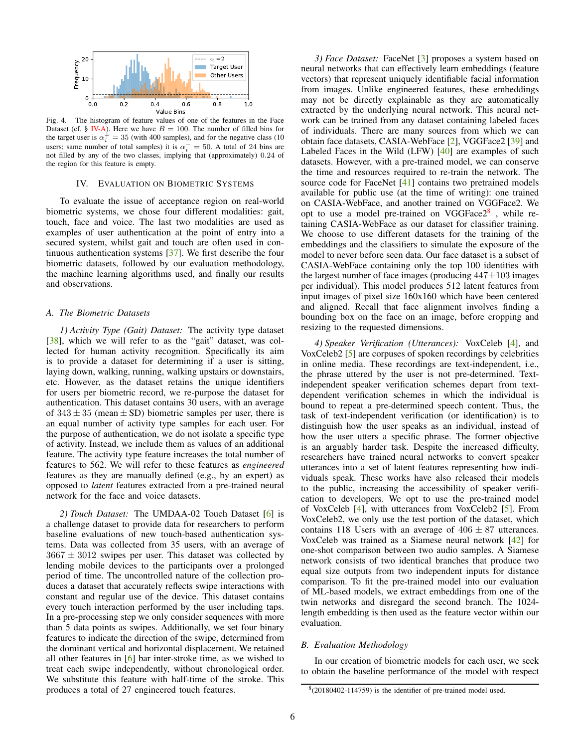Fig. 4. The histogram of feature values of one of the features in the Face Dataset (cf. § IV-A). Here we have $B = 100$. The number of filled bins for the target user is $\alpha_i^+ = 35$ (with 400 samples), and for the negative class (10 users; same number of total samples) it is $\alpha_i^- = 50$. A total of 24 bins are not filled by any of the two classes, implying that (approximately) 0.24 of the region for this feature is empty.

## IV. Evaluation on Biometric Systems

To evaluate the issue of acceptance region on real-world biometric systems, we chose four different modalities: gait, touch, face and voice. The last two modalities are used as examples of user authentication at the point of entry into a secured system, whilst gait and touch are often used in continuous authentication systems [37]. We first describe the four biometric datasets, followed by our evaluation methodology, the machine learning algorithms used, and finally our results and observations.

### A. The Biometric Datasets

*1) Activity Type (Gait) Dataset:* The activity type dataset [38], which we will refer to as the "gait" dataset, was collected for human activity recognition. Specifically its aim is to provide a dataset for determining if a user is sitting, laying down, walking, running, walking upstairs or downstairs, etc. However, as the dataset retains the unique identifiers for users per biometric record, we re-purpose the dataset for authentication. This dataset contains 30 users, with an average of $343 \pm 35$ (mean $\pm$ SD) biometric samples per user, there is an equal number of activity type samples for each user. For the purpose of authentication, we do not isolate a specific type of activity. Instead, we include them as values of an additional feature. The activity type feature increases the total number of features to 562. We will refer to these features as *engineered* features as they are manually defined (e.g., by an expert) as opposed to *latent* features extracted from a pre-trained neural network for the face and voice datasets.

*2) Touch Dataset:* The UMDAA-02 Touch Dataset [6] is a challenge dataset to provide data for researchers to perform baseline evaluations of new touch-based authentication systems. Data was collected from 35 users, with an average of $3667 \pm 3012$ swipes per user. This dataset was collected by lending mobile devices to the participants over a prolonged period of time. The uncontrolled nature of the collection produces a dataset that accurately reflects swipe interactions with constant and regular use of the device. This dataset contains every touch interaction performed by the user including taps. In a pre-processing step we only consider sequences with more than 5 data points as swipes. Additionally, we set four binary features to indicate the direction of the swipe, determined from the dominant vertical and horizontal displacement. We retained all other features in [6] bar inter-stroke time, as we wished to treat each swipe independently, without chronological order. We substitute this feature with half-time of the stroke. This produces a total of 27 engineered touch features.

*3) Face Dataset:* FaceNet [3] proposes a system based on neural networks that can effectively learn embeddings (feature vectors) that represent uniquely identifiable facial information from images. Unlike engineered features, these embeddings may not be directly explainable as they are automatically extracted by the underlying neural network. This neural network can be trained from any dataset containing labeled faces of individuals. There are many sources from which we can obtain face datasets, CASIA-WebFace [2], VGGFace2 [39] and Labeled Faces in the Wild (LFW) [40] are examples of such datasets. However, with a pre-trained model, we can conserve the time and resources required to re-train the network. The source code for FaceNet [41] contains two pretrained models available for public use (at the time of writing): one trained on CASIA-WebFace, and another trained on VGGFace2. We opt to use a model pre-trained on VGGFace2[8] , while retaining CASIA-WebFace as our dataset for classifier training. We choose to use different datasets for the training of the embeddings and the classifiers to simulate the exposure of the model to never before seen data. Our face dataset is a subset of CASIA-WebFace containing only the top 100 identities with the largest number of face images (producing $447 \pm 103$ images per individual). This model produces 512 latent features from input images of pixel size 160x160 which have been centered and aligned. Recall that face alignment involves finding a bounding box on the face on an image, before cropping and resizing to the requested dimensions.

*4) Speaker Verification (Utterances):* VoxCeleb [4], and VoxCeleb2 [5] are corpuses of spoken recordings by celebrities in online media. These recordings are text-independent, i.e., the phrase uttered by the user is not pre-determined. Text-independent speaker verification schemes depart from text-dependent verification schemes in which the individual is bound to repeat a pre-determined speech content. Thus, the task of text-independent verification (or identification) is to distinguish how the user speaks as an individual, instead of how the user utters a specific phrase. The former objective is an arguably harder task. Despite the increased difficulty, researchers have trained neural networks to convert speaker utterances into a set of latent features representing how individuals speak. These works have also released their models to the public, increasing the accessibility of speaker verification to developers. We opt to use the pre-trained model of VoxCeleb [4], with utterances from VoxCeleb2 [5]. From VoxCeleb2, we only use the test portion of the dataset, which contains 118 Users with an average of $406 \pm 87$ utterances. VoxCeleb was trained as a Siamese neural network [42] for one-shot comparison between two audio samples. A Siamese network consists of two identical branches that produce two equal size outputs from two independent inputs for distance comparison. To fit the pre-trained model into our evaluation of ML-based models, we extract embeddings from one of the twin networks and disregard the second branch. The 1024-length embedding is then used as the feature vector within our evaluation.

### B. Evaluation Methodology

In our creation of biometric models for each user, we seek to obtain the baseline performance of the model with respect

[8](20180402-114759) is the identifier of pre-trained model used.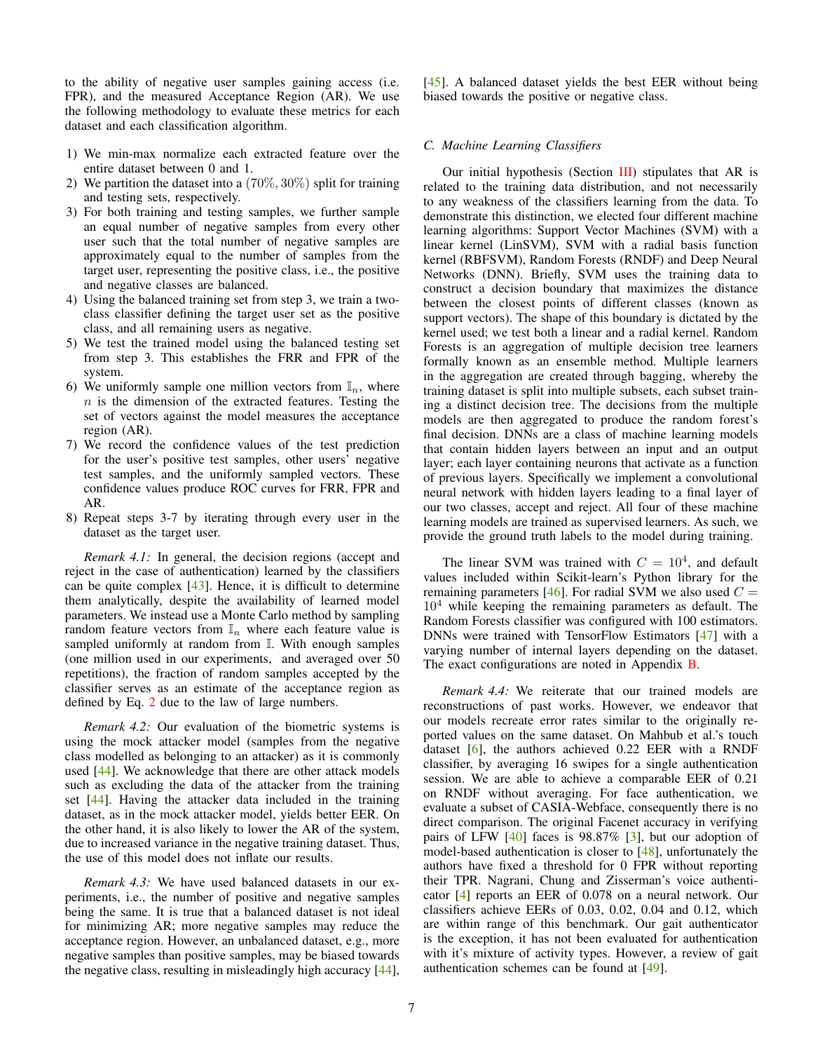to the ability of negative user samples gaining access (i.e. FPR), and the measured Acceptance Region (AR). We use the following methodology to evaluate these metrics for each dataset and each classification algorithm.

1) We min-max normalize each extracted feature over the entire dataset between 0 and 1.
2) We partition the dataset into a $(70\%, 30\%)$ split for training and testing sets, respectively.
3) For both training and testing samples, we further sample an equal number of negative samples from every other user such that the total number of negative samples are approximately equal to the number of samples from the target user, representing the positive class, i.e., the positive and negative classes are balanced.
4) Using the balanced training set from step 3, we train a two-class classifier defining the target user set as the positive class, and all remaining users as negative.
5) We test the trained model using the balanced testing set from step 3. This establishes the FRR and FPR of the system.
6) We uniformly sample one million vectors from $\mathbb{I}_n$, where $n$ is the dimension of the extracted features. Testing the set of vectors against the model measures the acceptance region (AR).
7) We record the confidence values of the test prediction for the user's positive test samples, other users' negative test samples, and the uniformly sampled vectors. These confidence values produce ROC curves for FRR, FPR and AR.
8) Repeat steps 3-7 by iterating through every user in the dataset as the target user.

*Remark 4.1:* In general, the decision regions (accept and reject in the case of authentication) learned by the classifiers can be quite complex [43]. Hence, it is difficult to determine them analytically, despite the availability of learned model parameters. We instead use a Monte Carlo method by sampling random feature vectors from $\mathbb{I}_n$ where each feature value is sampled uniformly at random from $\mathbb{I}$. With enough samples (one million used in our experiments, and averaged over 50 repetitions), the fraction of random samples accepted by the classifier serves as an estimate of the acceptance region as defined by Eq. 2 due to the law of large numbers.

*Remark 4.2:* Our evaluation of the biometric systems is using the mock attacker model (samples from the negative class modelled as belonging to an attacker) as it is commonly used [44]. We acknowledge that there are other attack models such as excluding the data of the attacker from the training set [44]. Having the attacker data included in the training dataset, as in the mock attacker model, yields better EER. On the other hand, it is also likely to lower the AR of the system, due to increased variance in the negative training dataset. Thus, the use of this model does not inflate our results.

*Remark 4.3:* We have used balanced datasets in our experiments, i.e., the number of positive and negative samples being the same. It is true that a balanced dataset is not ideal for minimizing AR; more negative samples may reduce the acceptance region. However, an unbalanced dataset, e.g., more negative samples than positive samples, may be biased towards the negative class, resulting in misleadingly high accuracy [44], [45]. A balanced dataset yields the best EER without being biased towards the positive or negative class.

### C. Machine Learning Classifiers

Our initial hypothesis (Section III) stipulates that AR is related to the training data distribution, and not necessarily to any weakness of the classifiers learning from the data. To demonstrate this distinction, we elected four different machine learning algorithms: Support Vector Machines (SVM) with a linear kernel (LinSVM), SVM with a radial basis function kernel (RBFSVM), Random Forests (RNDF) and Deep Neural Networks (DNN). Briefly, SVM uses the training data to construct a decision boundary that maximizes the distance between the closest points of different classes (known as support vectors). The shape of this boundary is dictated by the kernel used; we test both a linear and a radial kernel. Random Forests is an aggregation of multiple decision tree learners formally known as an ensemble method. Multiple learners in the aggregation are created through bagging, whereby the training dataset is split into multiple subsets, each subset training a distinct decision tree. The decisions from the multiple models are then aggregated to produce the random forest's final decision. DNNs are a class of machine learning models that contain hidden layers between an input and an output layer; each layer containing neurons that activate as a function of previous layers. Specifically we implement a convolutional neural network with hidden layers leading to a final layer of our two classes, accept and reject. All four of these machine learning models are trained as supervised learners. As such, we provide the ground truth labels to the model during training.

The linear SVM was trained with $C = 10^4$, and default values included within Scikit-learn's Python library for the remaining parameters [46]. For radial SVM we also used $C = 10^4$ while keeping the remaining parameters as default. The Random Forests classifier was configured with 100 estimators. DNNs were trained with TensorFlow Estimators [47] with a varying number of internal layers depending on the dataset. The exact configurations are noted in Appendix B.

*Remark 4.4:* We reiterate that our trained models are reconstructions of past works. However, we endeavor that our models recreate error rates similar to the originally reported values on the same dataset. On Mahbub et al.'s touch dataset [6], the authors achieved 0.22 EER with a RNDF classifier, by averaging 16 swipes for a single authentication session. We are able to achieve a comparable EER of 0.21 on RNDF without averaging. For face authentication, we evaluate a subset of CASIA-Webface, consequently there is no direct comparison. The original Facenet accuracy in verifying pairs of LFW [40] faces is 98.87% [3], but our adoption of model-based authentication is closer to [48], unfortunately the authors have fixed a threshold for 0 FPR without reporting their TPR. Nagrani, Chung and Zisserman's voice authenticator [4] reports an EER of 0.078 on a neural network. Our classifiers achieve EERs of 0.03, 0.02, 0.04 and 0.12, which are within range of this benchmark. Our gait authenticator is the exception, it has not been evaluated for authentication with it's mixture of activity types. However, a review of gait authentication schemes can be found at [49].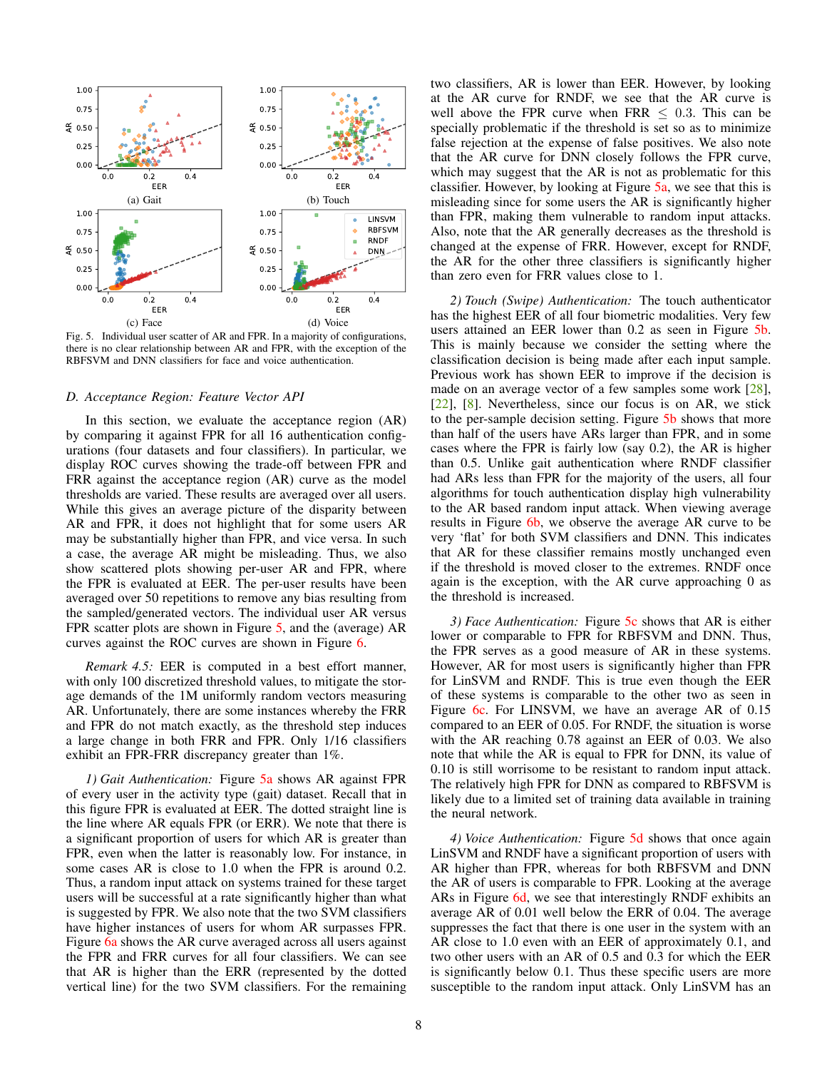Fig. 5. Individual user scatter of AR and FPR. In a majority of configurations, there is no clear relationship between AR and FPR, with the exception of the RBFSVM and DNN classifiers for face and voice authentication.

### D. Acceptance Region: Feature Vector API

In this section, we evaluate the acceptance region (AR) by comparing it against FPR for all 16 authentication configurations (four datasets and four classifiers). In particular, we display ROC curves showing the trade-off between FPR and FRR against the acceptance region (AR) curve as the model thresholds are varied. These results are averaged over all users. While this gives an average picture of the disparity between AR and FPR, it does not highlight that for some users AR may be substantially higher than FPR, and vice versa. In such a case, the average AR might be misleading. Thus, we also show scattered plots showing per-user AR and FPR, where the FPR is evaluated at EER. The per-user results have been averaged over 50 repetitions to remove any bias resulting from the sampled/generated vectors. The individual user AR versus FPR scatter plots are shown in Figure 5, and the (average) AR curves against the ROC curves are shown in Figure 6.

*Remark 4.5:* EER is computed in a best effort manner, with only 100 discretized threshold values, to mitigate the storage demands of the 1M uniformly random vectors measuring AR. Unfortunately, there are some instances whereby the FRR and FPR do not match exactly, as the threshold step induces a large change in both FRR and FPR. Only 1/16 classifiers exhibit an FPR-FRR discrepancy greater than 1%.

*1) Gait Authentication:* Figure 5a shows AR against FPR of every user in the activity type (gait) dataset. Recall that in this figure FPR is evaluated at EER. The dotted straight line is the line where AR equals FPR (or ERR). We note that there is a significant proportion of users for which AR is greater than FPR, even when the latter is reasonably low. For instance, in some cases AR is close to 1.0 when the FPR is around 0.2. Thus, a random input attack on systems trained for these target users will be successful at a rate significantly higher than what is suggested by FPR. We also note that the two SVM classifiers have higher instances of users for whom AR surpasses FPR. Figure 6a shows the AR curve averaged across all users against the FPR and FRR curves for all four classifiers. We can see that AR is higher than the ERR (represented by the dotted vertical line) for the two SVM classifiers. For the remaining two classifiers, AR is lower than EER. However, by looking at the AR curve for RNDF, we see that the AR curve is well above the FPR curve when FRR $\leq$ 0.3. This can be specially problematic if the threshold is set so as to minimize false rejection at the expense of false positives. We also note that the AR curve for DNN closely follows the FPR curve, which may suggest that the AR is not as problematic for this classifier. However, by looking at Figure 5a, we see that this is misleading since for some users the AR is significantly higher than FPR, making them vulnerable to random input attacks. Also, note that the AR generally decreases as the threshold is changed at the expense of FRR. However, except for RNDF, the AR for the other three classifiers is significantly higher than zero even for FRR values close to 1.

*2) Touch (Swipe) Authentication:* The touch authenticator has the highest EER of all four biometric modalities. Very few users attained an EER lower than 0.2 as seen in Figure 5b. This is mainly because we consider the setting where the classification decision is being made after each input sample. Previous work has shown EER to improve if the decision is made on an average vector of a few samples some work [28], [22], [8]. Nevertheless, since our focus is on AR, we stick to the per-sample decision setting. Figure 5b shows that more than half of the users have ARs larger than FPR, and in some cases where the FPR is fairly low (say 0.2), the AR is higher than 0.5. Unlike gait authentication where RNDF classifier had ARs less than FPR for the majority of the users, all four algorithms for touch authentication display high vulnerability to the AR based random input attack. When viewing average results in Figure 6b, we observe the average AR curve to be very 'flat' for both SVM classifiers and DNN. This indicates that AR for these classifier remains mostly unchanged even if the threshold is moved closer to the extremes. RNDF once again is the exception, with the AR curve approaching 0 as the threshold is increased.

*3) Face Authentication:* Figure 5c shows that AR is either lower or comparable to FPR for RBFSVM and DNN. Thus, the FPR serves as a good measure of AR in these systems. However, AR for most users is significantly higher than FPR for LinSVM and RNDF. This is true even though the EER of these systems is comparable to the other two as seen in Figure 6c. For LINSVM, we have an average AR of 0.15 compared to an EER of 0.05. For RNDF, the situation is worse with the AR reaching 0.78 against an EER of 0.03. We also note that while the AR is equal to FPR for DNN, its value of 0.10 is still worrisome to be resistant to random input attack. The relatively high FPR for DNN as compared to RBFSVM is likely due to a limited set of training data available in training the neural network.

*4) Voice Authentication:* Figure 5d shows that once again LinSVM and RNDF have a significant proportion of users with AR higher than FPR, whereas for both RBFSVM and DNN the AR of users is comparable to FPR. Looking at the average ARs in Figure 6d, we see that interestingly RNDF exhibits an average AR of 0.01 well below the ERR of 0.04. The average suppresses the fact that there is one user in the system with an AR close to 1.0 even with an EER of approximately 0.1, and two other users with an AR of 0.5 and 0.3 for which the EER is significantly below 0.1. Thus these specific users are more susceptible to the random input attack. Only LinSVM has an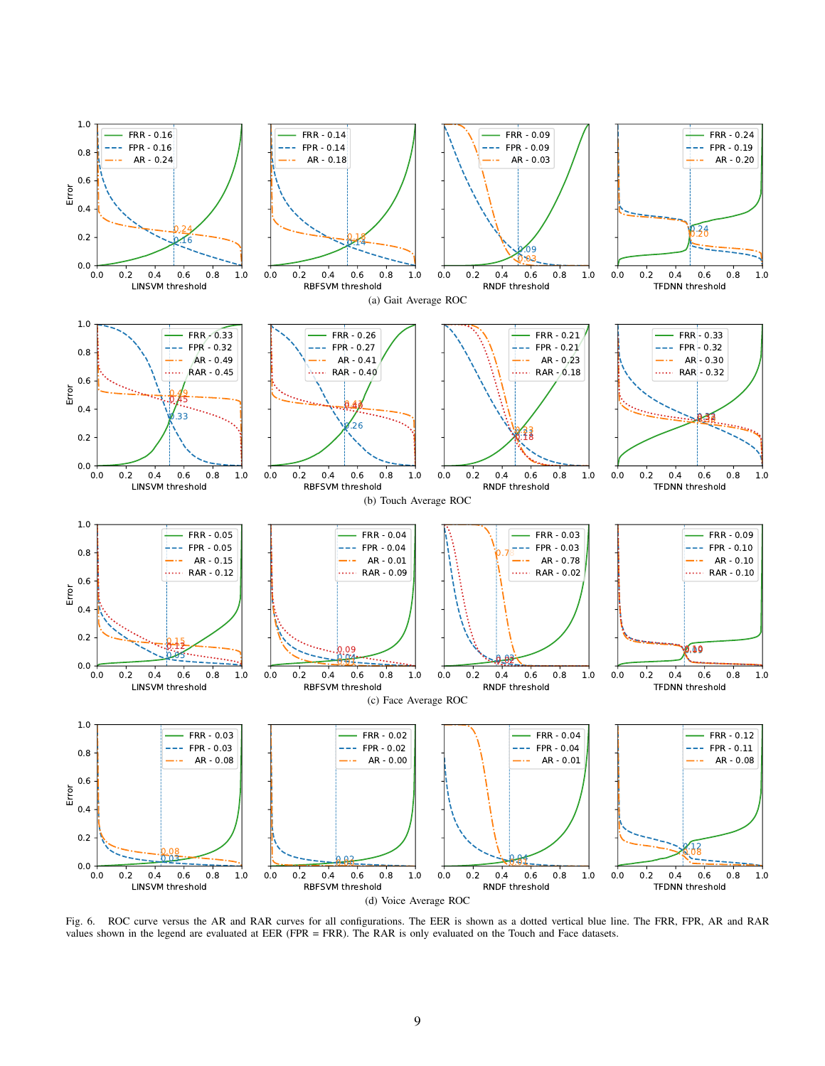(a) Gait Average ROC

(b) Touch Average ROC

(c) Face Average ROC

(d) Voice Average ROC

Fig. 6. ROC curve versus the AR and RAR curves for all configurations. The EER is shown as a dotted vertical blue line. The FRR, FPR, AR and RAR values shown in the legend are evaluated at EER (FPR = FRR). The RAR is only evaluated on the Touch and Face datasets.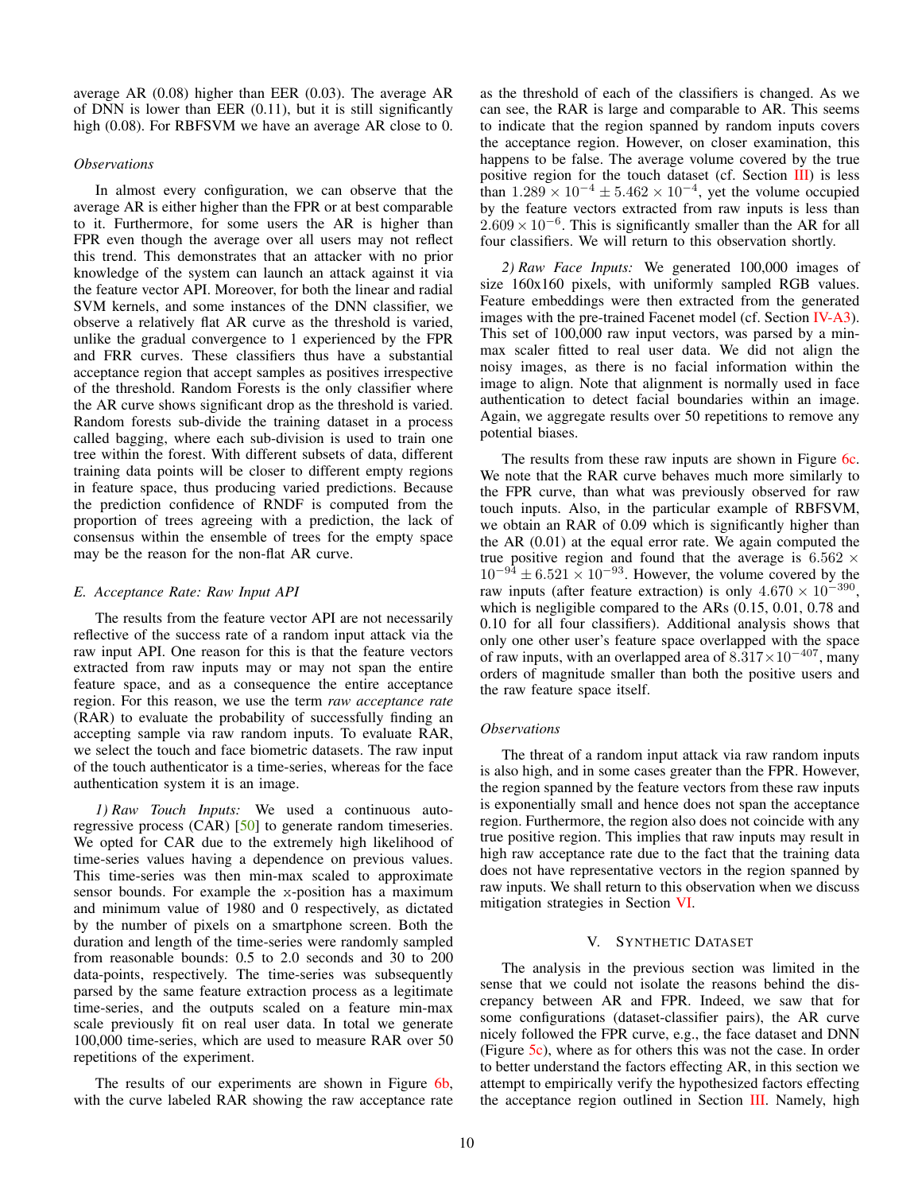average AR (0.08) higher than EER (0.03). The average AR of DNN is lower than EER (0.11), but it is still significantly high (0.08). For RBFSVM we have an average AR close to 0.

*Observations*

In almost every configuration, we can observe that the average AR is either higher than the FPR or at best comparable to it. Furthermore, for some users the AR is higher than FPR even though the average over all users may not reflect this trend. This demonstrates that an attacker with no prior knowledge of the system can launch an attack against it via the feature vector API. Moreover, for both the linear and radial SVM kernels, and some instances of the DNN classifier, we observe a relatively flat AR curve as the threshold is varied, unlike the gradual convergence to 1 experienced by the FPR and FRR curves. These classifiers thus have a substantial acceptance region that accept samples as positives irrespective of the threshold. Random Forests is the only classifier where the AR curve shows significant drop as the threshold is varied. Random forests sub-divide the training dataset in a process called bagging, where each sub-division is used to train one tree within the forest. With different subsets of data, different training data points will be closer to different empty regions in feature space, thus producing varied predictions. Because the prediction confidence of RNDF is computed from the proportion of trees agreeing with a prediction, the lack of consensus within the ensemble of trees for the empty space may be the reason for the non-flat AR curve.

## E. Acceptance Rate: Raw Input API

The results from the feature vector API are not necessarily reflective of the success rate of a random input attack via the raw input API. One reason for this is that the feature vectors extracted from raw inputs may or may not span the entire feature space, and as a consequence the entire acceptance region. For this reason, we use the term *raw acceptance rate* (RAR) to evaluate the probability of successfully finding an accepting sample via raw random inputs. To evaluate RAR, we select the touch and face biometric datasets. The raw input of the touch authenticator is a time-series, whereas for the face authentication system it is an image.

*1) Raw Touch Inputs:* We used a continuous auto-regressive process (CAR) [50] to generate random timeseries. We opted for CAR due to the extremely high likelihood of time-series values having a dependence on previous values. This time-series was then min-max scaled to approximate sensor bounds. For example the x-position has a maximum and minimum value of 1980 and 0 respectively, as dictated by the number of pixels on a smartphone screen. Both the duration and length of the time-series were randomly sampled from reasonable bounds: 0.5 to 2.0 seconds and 30 to 200 data-points, respectively. The time-series was subsequently parsed by the same feature extraction process as a legitimate time-series, and the outputs scaled on a feature min-max scale previously fit on real user data. In total we generate 100,000 time-series, which are used to measure RAR over 50 repetitions of the experiment.

The results of our experiments are shown in Figure 6b, with the curve labeled RAR showing the raw acceptance rate as the threshold of each of the classifiers is changed. As we can see, the RAR is large and comparable to AR. This seems to indicate that the region spanned by random inputs covers the acceptance region. However, on closer examination, this happens to be false. The average volume covered by the true positive region for the touch dataset (cf. Section III) is less than $1.289 \times 10^{-4} \pm 5.462 \times 10^{-4}$, yet the volume occupied by the feature vectors extracted from raw inputs is less than $2.609 \times 10^{-6}$. This is significantly smaller than the AR for all four classifiers. We will return to this observation shortly.

*2) Raw Face Inputs:* We generated 100,000 images of size 160x160 pixels, with uniformly sampled RGB values. Feature embeddings were then extracted from the generated images with the pre-trained Facenet model (cf. Section IV-A3). This set of 100,000 raw input vectors, was parsed by a min-max scaler fitted to real user data. We did not align the noisy images, as there is no facial information within the image to align. Note that alignment is normally used in face authentication to detect facial boundaries within an image. Again, we aggregate results over 50 repetitions to remove any potential biases.

The results from these raw inputs are shown in Figure 6c. We note that the RAR curve behaves much more similarly to the FPR curve, than what was previously observed for raw touch inputs. Also, in the particular example of RBFSVM, we obtain an RAR of 0.09 which is significantly higher than the AR (0.01) at the equal error rate. We again computed the true positive region and found that the average is $6.562 \times 10^{-94} \pm 6.521 \times 10^{-93}$. However, the volume covered by the raw inputs (after feature extraction) is only $4.670 \times 10^{-390}$, which is negligible compared to the ARs (0.15, 0.01, 0.78 and 0.10 for all four classifiers). Additional analysis shows that only one other user's feature space overlapped with the space of raw inputs, with an overlapped area of $8.317 \times 10^{-407}$, many orders of magnitude smaller than both the positive users and the raw feature space itself.

*Observations*

The threat of a random input attack via raw random inputs is also high, and in some cases greater than the FPR. However, the region spanned by the feature vectors from these raw inputs is exponentially small and hence does not span the acceptance region. Furthermore, the region also does not coincide with any true positive region. This implies that raw inputs may result in high raw acceptance rate due to the fact that the training data does not have representative vectors in the region spanned by raw inputs. We shall return to this observation when we discuss mitigation strategies in Section VI.

# V. Synthetic Dataset

The analysis in the previous section was limited in the sense that we could not isolate the reasons behind the discrepancy between AR and FPR. Indeed, we saw that for some configurations (dataset-classifier pairs), the AR curve nicely followed the FPR curve, e.g., the face dataset and DNN (Figure 5c), where as for others this was not the case. In order to better understand the factors effecting AR, in this section we attempt to empirically verify the hypothesized factors effecting the acceptance region outlined in Section III. Namely, high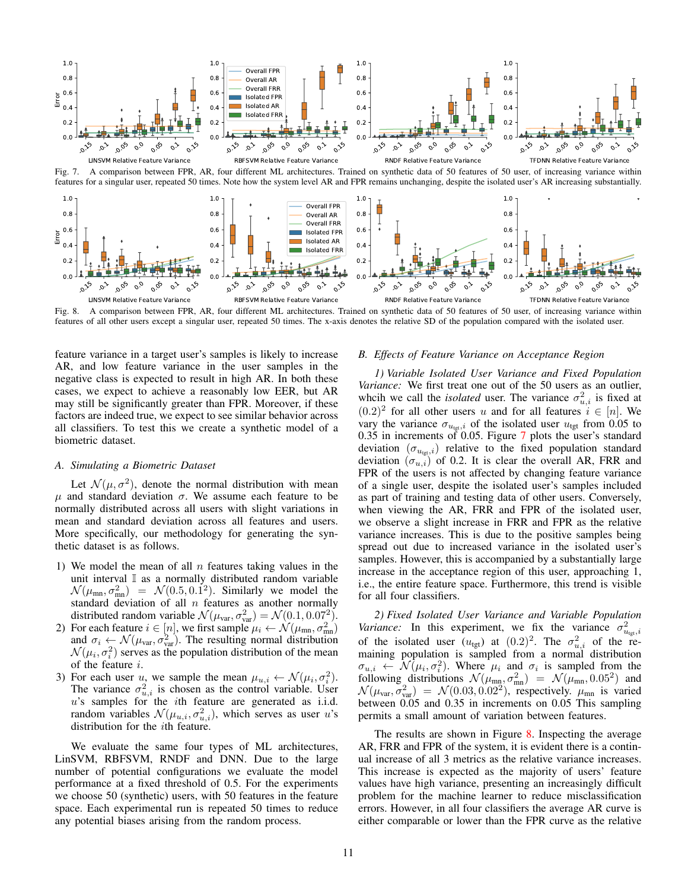Fig. 7. A comparison between FPR, AR, four different ML architectures. Trained on synthetic data of 50 features of 50 user, of increasing variance within features for a singular user, repeated 50 times. Note how the system level AR and FPR remains unchanging, despite the isolated user's AR increasing substantially.

Fig. 8. A comparison between FPR, AR, four different ML architectures. Trained on synthetic data of 50 features of 50 user, of increasing variance within features of all other users except a singular user, repeated 50 times. The x-axis denotes the relative SD of the population compared with the isolated user.

feature variance in a target user's samples is likely to increase AR, and low feature variance in the user samples in the negative class is expected to result in high AR. In both these cases, we expect to achieve a reasonably low EER, but AR may still be significantly greater than FPR. Moreover, if these factors are indeed true, we expect to see similar behavior across all classifiers. To test this we create a synthetic model of a biometric dataset.

### A. Simulating a Biometric Dataset

Let $\mathcal{N}(\mu, \sigma^2)$, denote the normal distribution with mean $\mu$ and standard deviation $\sigma$. We assume each feature to be normally distributed across all users with slight variations in mean and standard deviation across all features and users. More specifically, our methodology for generating the synthetic dataset is as follows.

1) We model the mean of all $n$ features taking values in the unit interval $\mathbb{I}$ as a normally distributed random variable $\mathcal{N}(\mu_{\text{mn}}, \sigma_{\text{mn}}^2) = \mathcal{N}(0.5, 0.1^2)$. Similarly we model the standard deviation of all $n$ features as another normally distributed random variable $\mathcal{N}(\mu_{\text{var}}, \sigma_{\text{var}}^2) = \mathcal{N}(0.1, 0.07^2)$.
2) For each feature $i \in [n]$, we first sample $\mu_i \leftarrow \mathcal{N}(\mu_{\text{mn}}, \sigma_{\text{mn}}^2)$ and $\sigma_i \leftarrow \mathcal{N}(\mu_{\text{var}}, \sigma_{\text{var}}^2)$. The resulting normal distribution $\mathcal{N}(\mu_i, \sigma_i^2)$ serves as the population distribution of the mean of the feature $i$.
3) For each user $u$, we sample the mean $\mu_{u,i} \leftarrow \mathcal{N}(\mu_i, \sigma_i^2)$. The variance $\sigma_{u,i}^2$ is chosen as the control variable. User $u$'s samples for the $i$th feature are generated as i.i.d. random variables $\mathcal{N}(\mu_{u,i}, \sigma_{u,i}^2)$, which serves as user $u$'s distribution for the $i$th feature.

We evaluate the same four types of ML architectures, LinSVM, RBFSVM, RNDF and DNN. Due to the large number of potential configurations we evaluate the model performance at a fixed threshold of 0.5. For the experiments we choose 50 (synthetic) users, with 50 features in the feature space. Each experimental run is repeated 50 times to reduce any potential biases arising from the random process.

### B. Effects of Feature Variance on Acceptance Region

*1) Variable Isolated User Variance and Fixed Population Variance:* We first treat one out of the 50 users as an outlier, whcih we call the *isolated* user. The variance $\sigma_{u,i}^2$ is fixed at $(0.2)^2$ for all other users $u$ and for all features $i \in [n]$. We vary the variance $\sigma_{u_{\text{tgt}},i}$ of the isolated user $u_{\text{tgt}}$ from 0.05 to 0.35 in increments of 0.05. Figure 7 plots the user's standard deviation ($\sigma_{u_{\text{tgt}},i}$) relative to the fixed population standard deviation ($\sigma_{u,i}$) of 0.2. It is clear the overall AR, FRR and FPR of the users is not affected by changing feature variance of a single user, despite the isolated user's samples included as part of training and testing data of other users. Conversely, when viewing the AR, FRR and FPR of the isolated user, we observe a slight increase in FRR and FPR as the relative variance increases. This is due to the positive samples being spread out due to increased variance in the isolated user's samples. However, this is accompanied by a substantially large increase in the acceptance region of this user, approaching 1, i.e., the entire feature space. Furthermore, this trend is visible for all four classifiers.

*2) Fixed Isolated User Variance and Variable Population Variance:* In this experiment, we fix the variance $\sigma_{u_{\text{tgt}},i}^2$ of the isolated user ($u_{\text{tgt}}$) at $(0.2)^2$. The $\sigma_{u,i}^2$ of the remaining population is sampled from a normal distribution $\sigma_{u,i} \leftarrow \mathcal{N}(\mu_i, \sigma_i^2)$. Where $\mu_i$ and $\sigma_i$ is sampled from the following distributions $\mathcal{N}(\mu_{\text{mn}}, \sigma_{\text{mn}}^2) = \mathcal{N}(\mu_{\text{mn}}, 0.05^2)$ and $\mathcal{N}(\mu_{\text{var}}, \sigma_{\text{var}}^2) = \mathcal{N}(0.03, 0.02^2)$, respectively. $\mu_{\text{mn}}$ is varied between 0.05 and 0.35 in increments on 0.05 This sampling permits a small amount of variation between features.

The results are shown in Figure 8. Inspecting the average AR, FRR and FPR of the system, it is evident there is a continual increase of all 3 metrics as the relative variance increases. This increase is expected as the majority of users' feature values have high variance, presenting an increasingly difficult problem for the machine learner to reduce misclassification errors. However, in all four classifiers the average AR curve is either comparable or lower than the FPR curve as the relative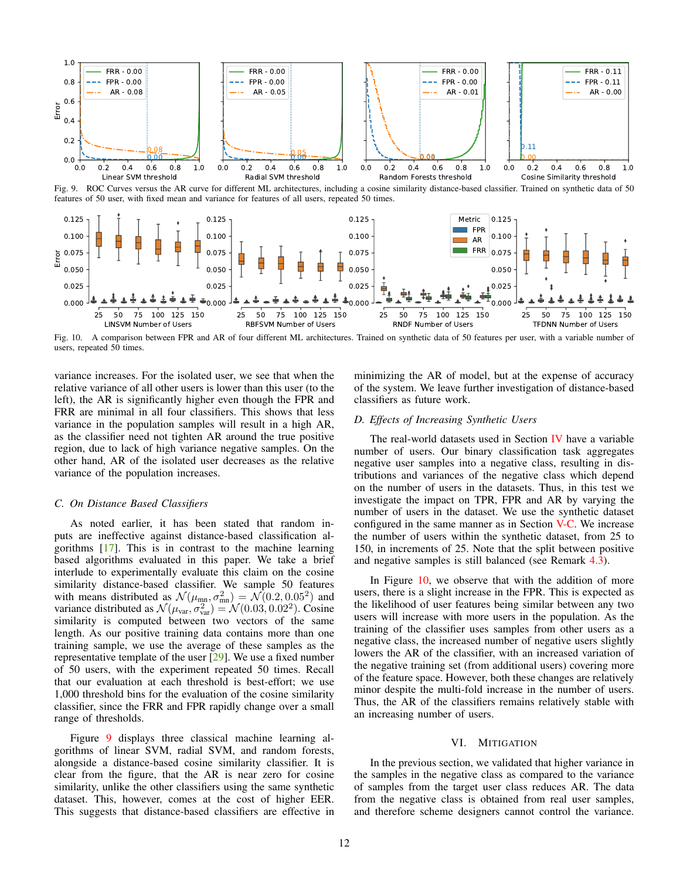Fig. 9. ROC Curves versus the AR curve for different ML architectures, including a cosine similarity distance-based classifier. Trained on synthetic data of 50 features of 50 user, with fixed mean and variance for features of all users, repeated 50 times.

Fig. 10. A comparison between FPR and AR of four different ML architectures. Trained on synthetic data of 50 features per user, with a variable number of users, repeated 50 times.

variance increases. For the isolated user, we see that when the relative variance of all other users is lower than this user (to the left), the AR is significantly higher even though the FPR and FRR are minimal in all four classifiers. This shows that less variance in the population samples will result in a high AR, as the classifier need not tighten AR around the true positive region, due to lack of high variance negative samples. On the other hand, AR of the isolated user decreases as the relative variance of the population increases.

### C. On Distance Based Classifiers

As noted earlier, it has been stated that random inputs are ineffective against distance-based classification algorithms [17]. This is in contrast to the machine learning based algorithms evaluated in this paper. We take a brief interlude to experimentally evaluate this claim on the cosine similarity distance-based classifier. We sample 50 features with means distributed as $\mathcal{N}(\mu_{\text{mn}}, \sigma_{\text{mn}}^2) = \mathcal{N}(0.2, 0.05^2)$ and variance distributed as $\mathcal{N}(\mu_{\text{var}}, \sigma_{\text{var}}^2) = \mathcal{N}(0.03, 0.02^2)$. Cosine similarity is computed between two vectors of the same length. As our positive training data contains more than one training sample, we use the average of these samples as the representative template of the user [29]. We use a fixed number of 50 users, with the experiment repeated 50 times. Recall that our evaluation at each threshold is best-effort; we use 1,000 threshold bins for the evaluation of the cosine similarity classifier, since the FRR and FPR rapidly change over a small range of thresholds.

Figure 9 displays three classical machine learning algorithms of linear SVM, radial SVM, and random forests, alongside a distance-based cosine similarity classifier. It is clear from the figure, that the AR is near zero for cosine similarity, unlike the other classifiers using the same synthetic dataset. This, however, comes at the cost of higher EER. This suggests that distance-based classifiers are effective in minimizing the AR of model, but at the expense of accuracy of the system. We leave further investigation of distance-based classifiers as future work.

### D. Effects of Increasing Synthetic Users

The real-world datasets used in Section IV have a variable number of users. Our binary classification task aggregates negative user samples into a negative class, resulting in distributions and variances of the negative class which depend on the number of users in the datasets. Thus, in this test we investigate the impact on TPR, FPR and AR by varying the number of users in the dataset. We use the synthetic dataset configured in the same manner as in Section V-C. We increase the number of users within the synthetic dataset, from 25 to 150, in increments of 25. Note that the split between positive and negative samples is still balanced (see Remark 4.3).

In Figure 10, we observe that with the addition of more users, there is a slight increase in the FPR. This is expected as the likelihood of user features being similar between any two users will increase with more users in the population. As the training of the classifier uses samples from other users as a negative class, the increased number of negative users slightly lowers the AR of the classifier, with an increased variation of the negative training set (from additional users) covering more of the feature space. However, both these changes are relatively minor despite the multi-fold increase in the number of users. Thus, the AR of the classifiers remains relatively stable with an increasing number of users.

## VI. Mitigation

In the previous section, we validated that higher variance in the samples in the negative class as compared to the variance of samples from the target user class reduces AR. The data from the negative class is obtained from real user samples, and therefore scheme designers cannot control the variance.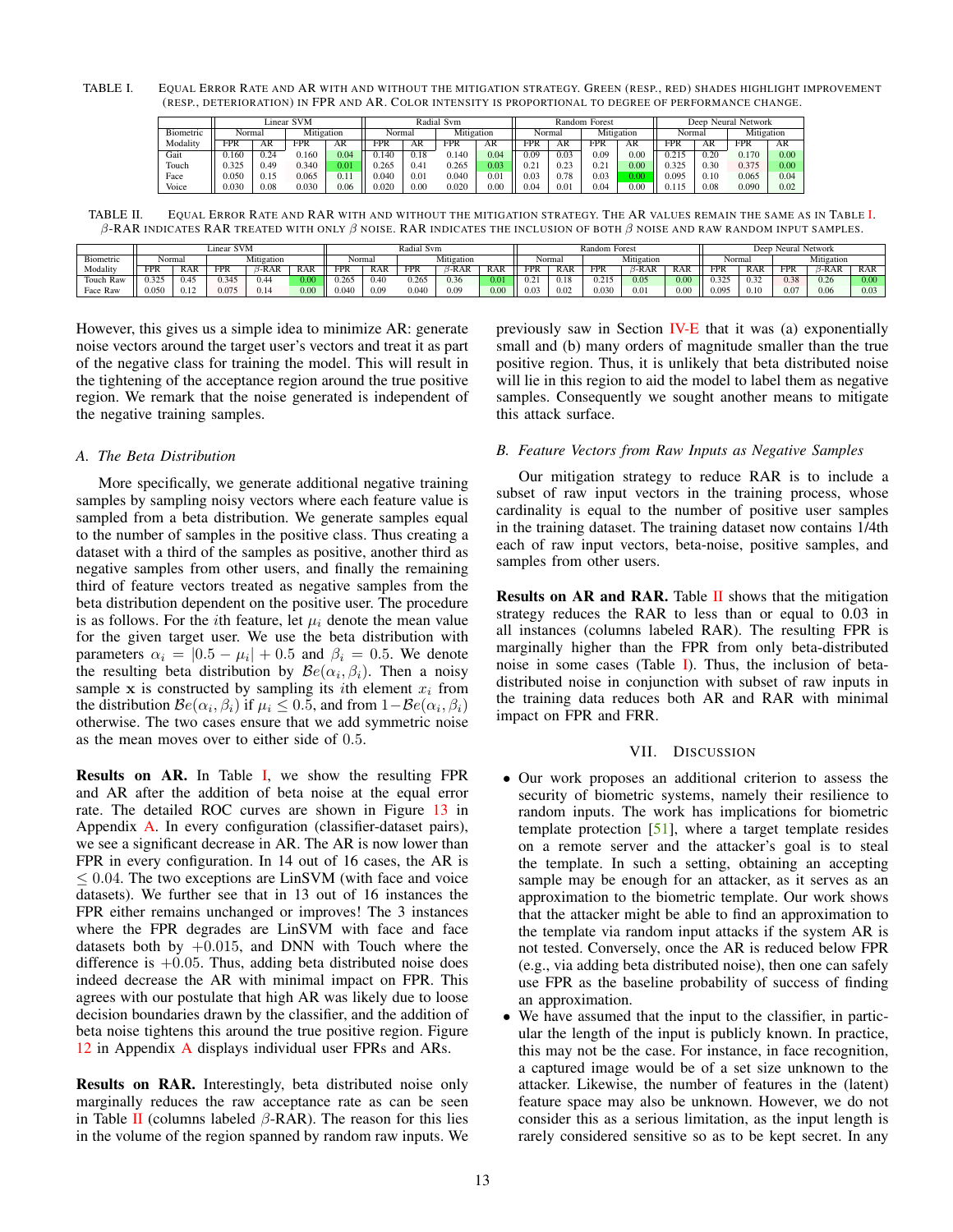TABLE I. Equal Error Rate and AR with and without the mitigation strategy. Green (resp., red) shades highlight improvement (resp., deterioration) in FPR and AR. Color intensity is proportional to degree of performance change.

| Biometric | Linear SVM | | | | Radial Svm | | | | Random Forest | | | | Deep Neural Network | | | |
|---|---|---|---|---|---|---|---|---|---|---|---|---|---|---|---|---|
| | Normal | | Mitigation | | Normal | | Mitigation | | Normal | | Mitigation | | Normal | | Mitigation | |
| Modality | FPR | AR | FPR | AR | FPR | AR | FPR | AR | FPR | AR | FPR | AR | FPR | AR | FPR | AR |
| Gait | 0.160 | 0.24 | 0.160 | 0.04 | 0.140 | 0.18 | 0.140 | 0.04 | 0.09 | 0.03 | 0.09 | 0.00 | 0.215 | 0.20 | 0.170 | 0.00 |
| Touch | 0.325 | 0.49 | 0.340 | 0.01 | 0.265 | 0.41 | 0.265 | 0.03 | 0.21 | 0.23 | 0.21 | 0.00 | 0.325 | 0.30 | 0.375 | 0.00 |
| Face | 0.050 | 0.15 | 0.065 | 0.11 | 0.040 | 0.01 | 0.040 | 0.01 | 0.03 | 0.78 | 0.03 | 0.00 | 0.095 | 0.10 | 0.065 | 0.04 |
| Voice | 0.030 | 0.08 | 0.030 | 0.06 | 0.020 | 0.00 | 0.020 | 0.00 | 0.04 | 0.01 | 0.04 | 0.00 | 0.115 | 0.08 | 0.090 | 0.02 |

TABLE II. Equal Error Rate and RAR with and without the mitigation strategy. The AR values remain the same as in Table I. $\beta$-RAR indicates RAR treated with only $\beta$ noise. RAR indicates the inclusion of both $\beta$ noise and raw random input samples.

| Biometric | Linear SVM | | | | | Radial Svm | | | | | Random Forest | | | | | Deep Neural Network | | | | |
|---|---|---|---|---|---|---|---|---|---|---|---|---|---|---|---|---|---|---|---|---|
| | Normal | | Mitigation | | | Normal | | Mitigation | | | Normal | | Mitigation | | | Normal | | Mitigation | | |
| Modality | FPR | RAR | FPR | $\beta$-RAR | RAR | FPR | RAR | FPR | $\beta$-RAR | RAR | FPR | RAR | FPR | $\beta$-RAR | RAR | FPR | RAR | FPR | $\beta$-RAR | RAR |
| Touch Raw | 0.325 | 0.45 | 0.345 | 0.44 | 0.00 | 0.265 | 0.40 | 0.265 | 0.36 | 0.01 | 0.21 | 0.18 | 0.215 | 0.05 | 0.00 | 0.325 | 0.32 | 0.38 | 0.26 | 0.00 |
| Face Raw | 0.050 | 0.12 | 0.075 | 0.14 | 0.00 | 0.040 | 0.09 | 0.040 | 0.09 | 0.00 | 0.03 | 0.02 | 0.030 | 0.01 | 0.00 | 0.095 | 0.10 | 0.07 | 0.06 | 0.03 |

However, this gives us a simple idea to minimize AR: generate noise vectors around the target user's vectors and treat it as part of the negative class for training the model. This will result in the tightening of the acceptance region around the true positive region. We remark that the noise generated is independent of the negative training samples.

### A. The Beta Distribution

More specifically, we generate additional negative training samples by sampling noisy vectors where each feature value is sampled from a beta distribution. We generate samples equal to the number of samples in the positive class. Thus creating a dataset with a third of the samples as positive, another third as negative samples from other users, and finally the remaining third of feature vectors treated as negative samples from the beta distribution dependent on the positive user. The procedure is as follows. For the $i$th feature, let $\mu_i$ denote the mean value for the given target user. We use the beta distribution with parameters $\alpha_i = |0.5 - \mu_i| + 0.5$ and $\beta_i = 0.5$. We denote the resulting beta distribution by $\mathcal{B}e(\alpha_i, \beta_i)$. Then a noisy sample $\mathbf{x}$ is constructed by sampling its $i$th element $x_i$ from the distribution $\mathcal{B}e(\alpha_i, \beta_i)$ if $\mu_i \leq 0.5$, and from $1 - \mathcal{B}e(\alpha_i, \beta_i)$ otherwise. The two cases ensure that we add symmetric noise as the mean moves over to either side of 0.5.

**Results on AR.** In Table I, we show the resulting FPR and AR after the addition of beta noise at the equal error rate. The detailed ROC curves are shown in Figure 13 in Appendix A. In every configuration (classifier-dataset pairs), we see a significant decrease in AR. The AR is now lower than FPR in every configuration. In 14 out of 16 cases, the AR is $\leq 0.04$. The two exceptions are LinSVM (with face and voice datasets). We further see that in 13 out of 16 instances the FPR either remains unchanged or improves! The 3 instances where the FPR degrades are LinSVM with face and face datasets both by $+0.015$, and DNN with Touch where the difference is $+0.05$. Thus, adding beta distributed noise does indeed decrease the AR with minimal impact on FPR. This agrees with our postulate that high AR was likely due to loose decision boundaries drawn by the classifier, and the addition of beta noise tightens this around the true positive region. Figure 12 in Appendix A displays individual user FPRs and ARs.

**Results on RAR.** Interestingly, beta distributed noise only marginally reduces the raw acceptance rate as can be seen in Table II (columns labeled $\beta$-RAR). The reason for this lies in the volume of the region spanned by random raw inputs. We previously saw in Section IV-E that it was (a) exponentially small and (b) many orders of magnitude smaller than the true positive region. Thus, it is unlikely that beta distributed noise will lie in this region to aid the model to label them as negative samples. Consequently we sought another means to mitigate this attack surface.

### B. Feature Vectors from Raw Inputs as Negative Samples

Our mitigation strategy to reduce RAR is to include a subset of raw input vectors in the training process, whose cardinality is equal to the number of positive user samples in the training dataset. The training dataset now contains 1/4th each of raw input vectors, beta-noise, positive samples, and samples from other users.

**Results on AR and RAR.** Table II shows that the mitigation strategy reduces the RAR to less than or equal to 0.03 in all instances (columns labeled RAR). The resulting FPR is marginally higher than the FPR from only beta-distributed noise in some cases (Table I). Thus, the inclusion of beta-distributed noise in conjunction with subset of raw inputs in the training data reduces both AR and RAR with minimal impact on FPR and FRR.

## VII. Discussion

- Our work proposes an additional criterion to assess the security of biometric systems, namely their resilience to random inputs. The work has implications for biometric template protection [51], where a target template resides on a remote server and the attacker's goal is to steal the template. In such a setting, obtaining an accepting sample may be enough for an attacker, as it serves as an approximation to the biometric template. Our work shows that the attacker might be able to find an approximation to the template via random input attacks if the system AR is not tested. Conversely, once the AR is reduced below FPR (e.g., via adding beta distributed noise), then one can safely use FPR as the baseline probability of success of finding an approximation.
- We have assumed that the input to the classifier, in particular the length of the input is publicly known. In practice, this may not be the case. For instance, in face recognition, a captured image would be of a set size unknown to the attacker. Likewise, the number of features in the (latent) feature space may also be unknown. However, we do not consider this as a serious limitation, as the input length is rarely considered sensitive so as to be kept secret. In any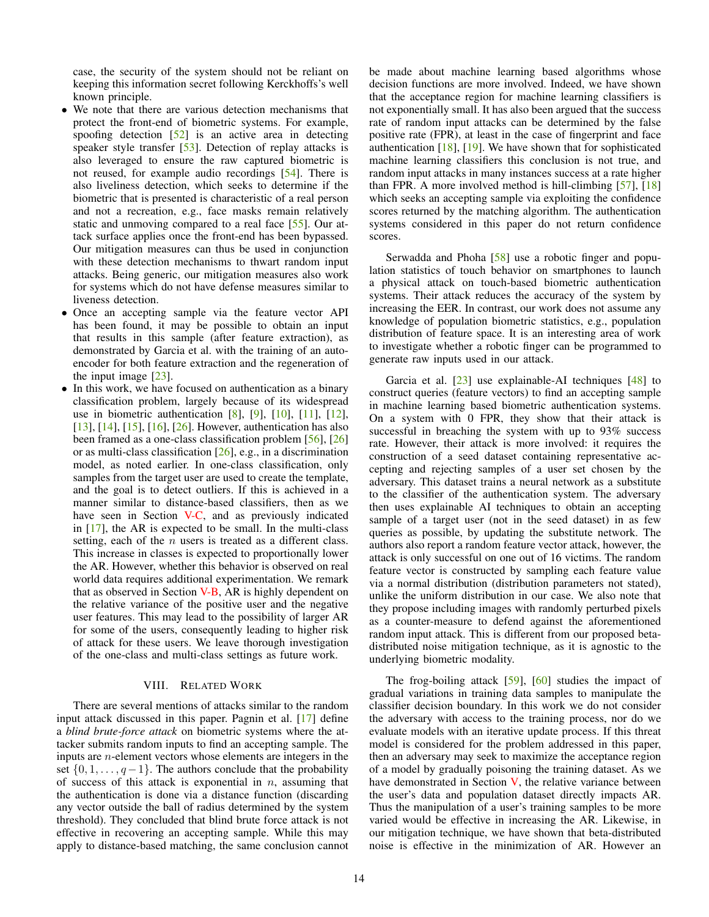case, the security of the system should not be reliant on keeping this information secret following Kerckhoffs's well known principle.

- We note that there are various detection mechanisms that protect the front-end of biometric systems. For example, spoofing detection [52] is an active area in detecting speaker style transfer [53]. Detection of replay attacks is also leveraged to ensure the raw captured biometric is not reused, for example audio recordings [54]. There is also liveliness detection, which seeks to determine if the biometric that is presented is characteristic of a real person and not a recreation, e.g., face masks remain relatively static and unmoving compared to a real face [55]. Our attack surface applies once the front-end has been bypassed. Our mitigation measures can thus be used in conjunction with these detection mechanisms to thwart random input attacks. Being generic, our mitigation measures also work for systems which do not have defense measures similar to liveness detection.
- Once an accepting sample via the feature vector API has been found, it may be possible to obtain an input that results in this sample (after feature extraction), as demonstrated by Garcia et al. with the training of an auto-encoder for both feature extraction and the regeneration of the input image [23].
- In this work, we have focused on authentication as a binary classification problem, largely because of its widespread use in biometric authentication [8], [9], [10], [11], [12], [13], [14], [15], [16], [26]. However, authentication has also been framed as a one-class classification problem [56], [26] or as multi-class classification [26], e.g., in a discrimination model, as noted earlier. In one-class classification, only samples from the target user are used to create the template, and the goal is to detect outliers. If this is achieved in a manner similar to distance-based classifiers, then as we have seen in Section V-C, and as previously indicated in [17], the AR is expected to be small. In the multi-class setting, each of the $n$ users is treated as a different class. This increase in classes is expected to proportionally lower the AR. However, whether this behavior is observed on real world data requires additional experimentation. We remark that as observed in Section V-B, AR is highly dependent on the relative variance of the positive user and the negative user features. This may lead to the possibility of larger AR for some of the users, consequently leading to higher risk of attack for these users. We leave thorough investigation of the one-class and multi-class settings as future work.

## VIII. Related Work

There are several mentions of attacks similar to the random input attack discussed in this paper. Pagnin et al. [17] define a *blind brute-force attack* on biometric systems where the attacker submits random inputs to find an accepting sample. The inputs are $n$-element vectors whose elements are integers in the set $\{0, 1, \ldots, q-1\}$. The authors conclude that the probability of success of this attack is exponential in $n$, assuming that the authentication is done via a distance function (discarding any vector outside the ball of radius determined by the system threshold). They concluded that blind brute force attack is not effective in recovering an accepting sample. While this may apply to distance-based matching, the same conclusion cannot be made about machine learning based algorithms whose decision functions are more involved. Indeed, we have shown that the acceptance region for machine learning classifiers is not exponentially small. It has also been argued that the success rate of random input attacks can be determined by the false positive rate (FPR), at least in the case of fingerprint and face authentication [18], [19]. We have shown that for sophisticated machine learning classifiers this conclusion is not true, and random input attacks in many instances success at a rate higher than FPR. A more involved method is hill-climbing [57], [18] which seeks an accepting sample via exploiting the confidence scores returned by the matching algorithm. The authentication systems considered in this paper do not return confidence scores.

Serwadda and Phoha [58] use a robotic finger and population statistics of touch behavior on smartphones to launch a physical attack on touch-based biometric authentication systems. Their attack reduces the accuracy of the system by increasing the EER. In contrast, our work does not assume any knowledge of population biometric statistics, e.g., population distribution of feature space. It is an interesting area of work to investigate whether a robotic finger can be programmed to generate raw inputs used in our attack.

Garcia et al. [23] use explainable-AI techniques [48] to construct queries (feature vectors) to find an accepting sample in machine learning based biometric authentication systems. On a system with 0 FPR, they show that their attack is successful in breaching the system with up to 93% success rate. However, their attack is more involved: it requires the construction of a seed dataset containing representative accepting and rejecting samples of a user set chosen by the adversary. This dataset trains a neural network as a substitute to the classifier of the authentication system. The adversary then uses explainable AI techniques to obtain an accepting sample of a target user (not in the seed dataset) in as few queries as possible, by updating the substitute network. The authors also report a random feature vector attack, however, the attack is only successful on one out of 16 victims. The random feature vector is constructed by sampling each feature value via a normal distribution (distribution parameters not stated), unlike the uniform distribution in our case. We also note that they propose including images with randomly perturbed pixels as a counter-measure to defend against the aforementioned random input attack. This is different from our proposed beta-distributed noise mitigation technique, as it is agnostic to the underlying biometric modality.

The frog-boiling attack [59], [60] studies the impact of gradual variations in training data samples to manipulate the classifier decision boundary. In this work we do not consider the adversary with access to the training process, nor do we evaluate models with an iterative update process. If this threat model is considered for the problem addressed in this paper, then an adversary may seek to maximize the acceptance region of a model by gradually poisoning the training dataset. As we have demonstrated in Section V, the relative variance between the user's data and population dataset directly impacts AR. Thus the manipulation of a user's training samples to be more varied would be effective in increasing the AR. Likewise, in our mitigation technique, we have shown that beta-distributed noise is effective in the minimization of AR. However an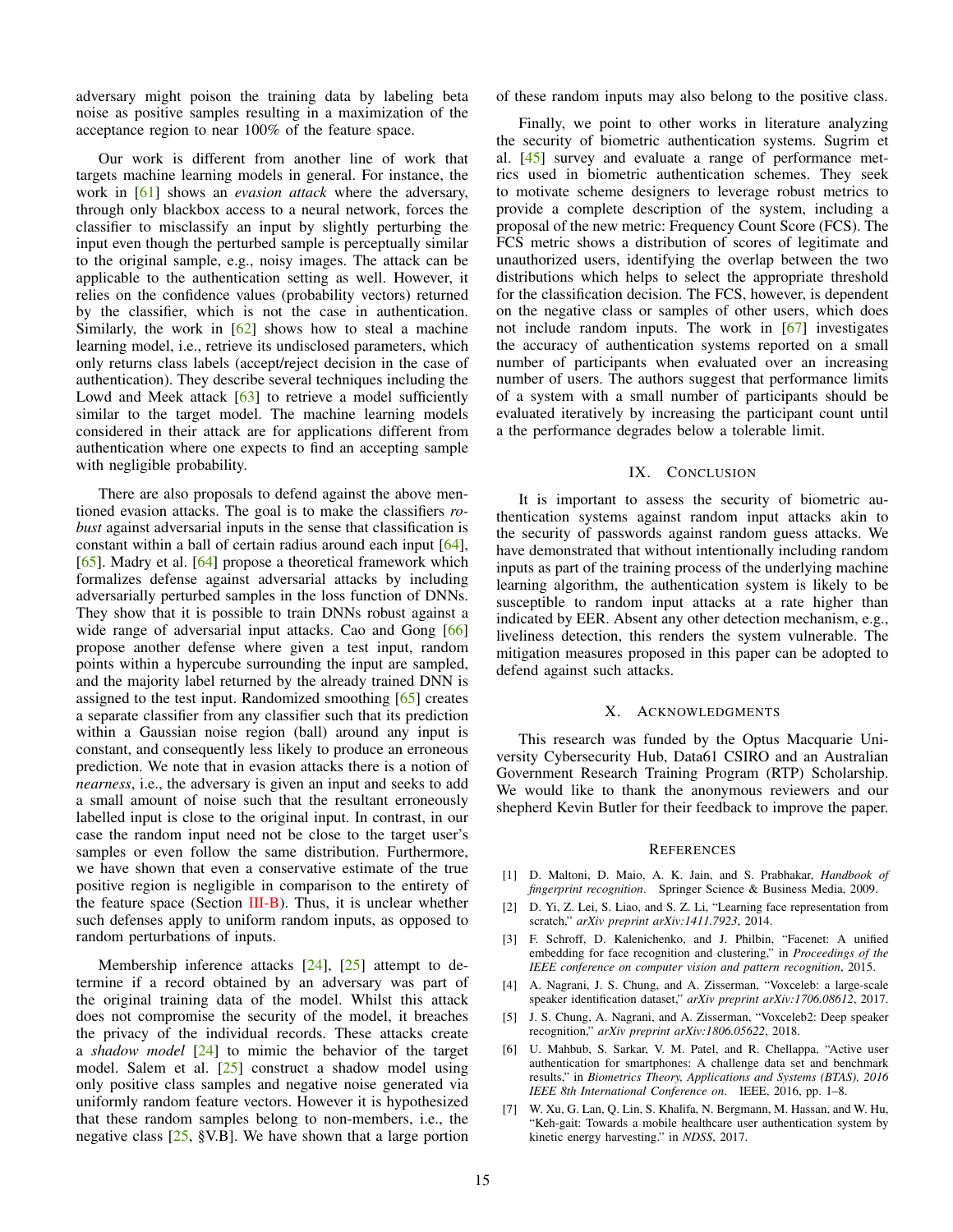adversary might poison the training data by labeling beta noise as positive samples resulting in a maximization of the acceptance region to near 100% of the feature space.

Our work is different from another line of work that targets machine learning models in general. For instance, the work in [61] shows an *evasion attack* where the adversary, through only blackbox access to a neural network, forces the classifier to misclassify an input by slightly perturbing the input even though the perturbed sample is perceptually similar to the original sample, e.g., noisy images. The attack can be applicable to the authentication setting as well. However, it relies on the confidence values (probability vectors) returned by the classifier, which is not the case in authentication. Similarly, the work in [62] shows how to steal a machine learning model, i.e., retrieve its undisclosed parameters, which only returns class labels (accept/reject decision in the case of authentication). They describe several techniques including the Lowd and Meek attack [63] to retrieve a model sufficiently similar to the target model. The machine learning models considered in their attack are for applications different from authentication where one expects to find an accepting sample with negligible probability.

There are also proposals to defend against the above mentioned evasion attacks. The goal is to make the classifiers *robust* against adversarial inputs in the sense that classification is constant within a ball of certain radius around each input [64], [65]. Madry et al. [64] propose a theoretical framework which formalizes defense against adversarial attacks by including adversarially perturbed samples in the loss function of DNNs. They show that it is possible to train DNNs robust against a wide range of adversarial input attacks. Cao and Gong [66] propose another defense where given a test input, random points within a hypercube surrounding the input are sampled, and the majority label returned by the already trained DNN is assigned to the test input. Randomized smoothing [65] creates a separate classifier from any classifier such that its prediction within a Gaussian noise region (ball) around any input is constant, and consequently less likely to produce an erroneous prediction. We note that in evasion attacks there is a notion of *nearness*, i.e., the adversary is given an input and seeks to add a small amount of noise such that the resultant erroneously labelled input is close to the original input. In contrast, in our case the random input need not be close to the target user's samples or even follow the same distribution. Furthermore, we have shown that even a conservative estimate of the true positive region is negligible in comparison to the entirety of the feature space (Section III-B). Thus, it is unclear whether such defenses apply to uniform random inputs, as opposed to random perturbations of inputs.

Membership inference attacks [24], [25] attempt to determine if a record obtained by an adversary was part of the original training data of the model. Whilst this attack does not compromise the security of the model, it breaches the privacy of the individual records. These attacks create a *shadow model* [24] to mimic the behavior of the target model. Salem et al. [25] construct a shadow model using only positive class samples and negative noise generated via uniformly random feature vectors. However it is hypothesized that these random samples belong to non-members, i.e., the negative class [25, §V.B]. We have shown that a large portion of these random inputs may also belong to the positive class.

Finally, we point to other works in literature analyzing the security of biometric authentication systems. Sugrim et al. [45] survey and evaluate a range of performance metrics used in biometric authentication schemes. They seek to motivate scheme designers to leverage robust metrics to provide a complete description of the system, including a proposal of the new metric: Frequency Count Score (FCS). The FCS metric shows a distribution of scores of legitimate and unauthorized users, identifying the overlap between the two distributions which helps to select the appropriate threshold for the classification decision. The FCS, however, is dependent on the negative class or samples of other users, which does not include random inputs. The work in [67] investigates the accuracy of authentication systems reported on a small number of participants when evaluated over an increasing number of users. The authors suggest that performance limits of a system with a small number of participants should be evaluated iteratively by increasing the participant count until a the performance degrades below a tolerable limit.

## IX. Conclusion

It is important to assess the security of biometric authentication systems against random input attacks akin to the security of passwords against random guess attacks. We have demonstrated that without intentionally including random inputs as part of the training process of the underlying machine learning algorithm, the authentication system is likely to be susceptible to random input attacks at a rate higher than indicated by EER. Absent any other detection mechanism, e.g., liveliness detection, this renders the system vulnerable. The mitigation measures proposed in this paper can be adopted to defend against such attacks.

## X. Acknowledgments

This research was funded by the Optus Macquarie University Cybersecurity Hub, Data61 CSIRO and an Australian Government Research Training Program (RTP) Scholarship. We would like to thank the anonymous reviewers and our shepherd Kevin Butler for their feedback to improve the paper.

## References

[1] D. Maltoni, D. Maio, A. K. Jain, and S. Prabhakar, *Handbook of fingerprint recognition*. Springer Science & Business Media, 2009.

[2] D. Yi, Z. Lei, S. Liao, and S. Z. Li, "Learning face representation from scratch," *arXiv preprint arXiv:1411.7923*, 2014.

[3] F. Schroff, D. Kalenichenko, and J. Philbin, "Facenet: A unified embedding for face recognition and clustering," in *Proceedings of the IEEE conference on computer vision and pattern recognition*, 2015.

[4] A. Nagrani, J. S. Chung, and A. Zisserman, "Voxceleb: a large-scale speaker identification dataset," *arXiv preprint arXiv:1706.08612*, 2017.

[5] J. S. Chung, A. Nagrani, and A. Zisserman, "Voxceleb2: Deep speaker recognition," *arXiv preprint arXiv:1806.05622*, 2018.

[6] U. Mahbub, S. Sarkar, V. M. Patel, and R. Chellappa, "Active user authentication for smartphones: A challenge data set and benchmark results," in *Biometrics Theory, Applications and Systems (BTAS), 2016 IEEE 8th International Conference on*. IEEE, 2016, pp. 1–8.

[7] W. Xu, G. Lan, Q. Lin, S. Khalifa, N. Bergmann, M. Hassan, and W. Hu, "Keh-gait: Towards a mobile healthcare user authentication system by kinetic energy harvesting." in *NDSS*, 2017.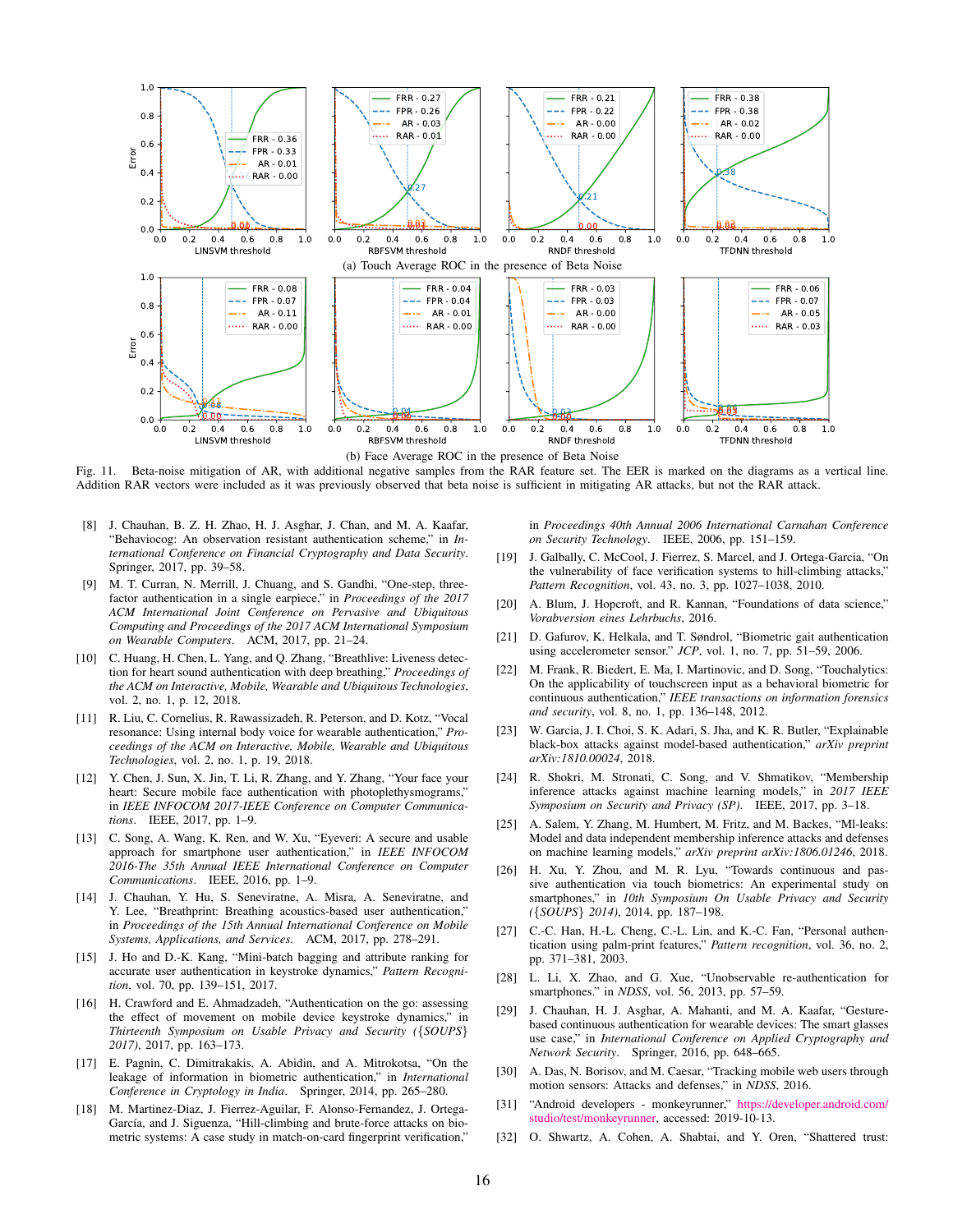(a) Touch Average ROC in the presence of Beta Noise

(b) Face Average ROC in the presence of Beta Noise

Fig. 11. Beta-noise mitigation of AR, with additional negative samples from the RAR feature set. The EER is marked on the diagrams as a vertical line. Addition RAR vectors were included as it was previously observed that beta noise is sufficient in mitigating AR attacks, but not the RAR attack.

[8] J. Chauhan, B. Z. H. Zhao, H. J. Asghar, J. Chan, and M. A. Kaafar, "Behaviocog: An observation resistant authentication scheme," in *International Conference on Financial Cryptography and Data Security*. Springer, 2017, pp. 39–58.

[9] M. T. Curran, N. Merrill, J. Chuang, and S. Gandhi, "One-step, three-factor authentication in a single earpiece," in *Proceedings of the 2017 ACM International Joint Conference on Pervasive and Ubiquitous Computing and Proceedings of the 2017 ACM International Symposium on Wearable Computers*. ACM, 2017, pp. 21–24.

[10] C. Huang, H. Chen, L. Yang, and Q. Zhang, "Breathlive: Liveness detection for heart sound authentication with deep breathing," *Proceedings of the ACM on Interactive, Mobile, Wearable and Ubiquitous Technologies*, vol. 2, no. 1, p. 12, 2018.

[11] R. Liu, C. Cornelius, R. Rawassizadeh, R. Peterson, and D. Kotz, "Vocal resonance: Using internal body voice for wearable authentication," *Proceedings of the ACM on Interactive, Mobile, Wearable and Ubiquitous Technologies*, vol. 2, no. 1, p. 19, 2018.

[12] Y. Chen, J. Sun, X. Jin, T. Li, R. Zhang, and Y. Zhang, "Your face your heart: Secure mobile face authentication with photoplethysmograms," in *IEEE INFOCOM 2017-IEEE Conference on Computer Communications*. IEEE, 2017, pp. 1–9.

[13] C. Song, A. Wang, K. Ren, and W. Xu, "Eyeveri: A secure and usable approach for smartphone user authentication," in *IEEE INFOCOM 2016-The 35th Annual IEEE International Conference on Computer Communications*. IEEE, 2016, pp. 1–9.

[14] J. Chauhan, Y. Hu, S. Seneviratne, A. Misra, A. Seneviratne, and Y. Lee, "Breathprint: Breathing acoustics-based user authentication," in *Proceedings of the 15th Annual International Conference on Mobile Systems, Applications, and Services*. ACM, 2017, pp. 278–291.

[15] J. Ho and D.-K. Kang, "Mini-batch bagging and attribute ranking for accurate user authentication in keystroke dynamics," *Pattern Recognition*, vol. 70, pp. 139–151, 2017.

[16] H. Crawford and E. Ahmadzadeh, "Authentication on the go: assessing the effect of movement on mobile device keystroke dynamics," in *Thirteenth Symposium on Usable Privacy and Security ({SOUPS} 2017)*, 2017, pp. 163–173.

[17] E. Pagnin, C. Dimitrakakis, A. Abidin, and A. Mitrokotsa, "On the leakage of information in biometric authentication," in *International Conference in Cryptology in India*. Springer, 2014, pp. 265–280.

[18] M. Martinez-Diaz, J. Fierrez-Aguilar, F. Alonso-Fernandez, J. Ortega-García, and J. Siguenza, "Hill-climbing and brute-force attacks on biometric systems: A case study in match-on-card fingerprint verification," in *Proceedings 40th Annual 2006 International Carnahan Conference on Security Technology*. IEEE, 2006, pp. 151–159.

[19] J. Galbally, C. McCool, J. Fierrez, S. Marcel, and J. Ortega-Garcia, "On the vulnerability of face verification systems to hill-climbing attacks," *Pattern Recognition*, vol. 43, no. 3, pp. 1027–1038, 2010.

[20] A. Blum, J. Hopcroft, and R. Kannan, "Foundations of data science," *Vorabversion eines Lehrbuchs*, 2016.

[21] D. Gafurov, K. Helkala, and T. Søndrol, "Biometric gait authentication using accelerometer sensor." *JCP*, vol. 1, no. 7, pp. 51–59, 2006.

[22] M. Frank, R. Biedert, E. Ma, I. Martinovic, and D. Song, "Touchalytics: On the applicability of touchscreen input as a behavioral biometric for continuous authentication," *IEEE transactions on information forensics and security*, vol. 8, no. 1, pp. 136–148, 2012.

[23] W. Garcia, J. I. Choi, S. K. Adari, S. Jha, and K. R. Butler, "Explainable black-box attacks against model-based authentication," *arXiv preprint arXiv:1810.00024*, 2018.

[24] R. Shokri, M. Stronati, C. Song, and V. Shmatikov, "Membership inference attacks against machine learning models," in *2017 IEEE Symposium on Security and Privacy (SP)*. IEEE, 2017, pp. 3–18.

[25] A. Salem, Y. Zhang, M. Humbert, M. Fritz, and M. Backes, "Ml-leaks: Model and data independent membership inference attacks and defenses on machine learning models," *arXiv preprint arXiv:1806.01246*, 2018.

[26] H. Xu, Y. Zhou, and M. R. Lyu, "Towards continuous and passive authentication via touch biometrics: An experimental study on smartphones," in *10th Symposium On Usable Privacy and Security ({SOUPS} 2014)*, 2014, pp. 187–198.

[27] C.-C. Han, H.-L. Cheng, C.-L. Lin, and K.-C. Fan, "Personal authentication using palm-print features," *Pattern recognition*, vol. 36, no. 2, pp. 371–381, 2003.

[28] L. Li, X. Zhao, and G. Xue, "Unobservable re-authentication for smartphones." in *NDSS*, vol. 56, 2013, pp. 57–59.

[29] J. Chauhan, H. J. Asghar, A. Mahanti, and M. A. Kaafar, "Gesture-based continuous authentication for wearable devices: The smart glasses use case," in *International Conference on Applied Cryptography and Network Security*. Springer, 2016, pp. 648–665.

[30] A. Das, N. Borisov, and M. Caesar, "Tracking mobile web users through motion sensors: Attacks and defenses," in *NDSS*, 2016.

[31] "Android developers - monkeyrunner," https://developer.android.com/studio/test/monkeyrunner, accessed: 2019-10-13.

[32] O. Shwartz, A. Cohen, A. Shabtai, and Y. Oren, "Shattered trust: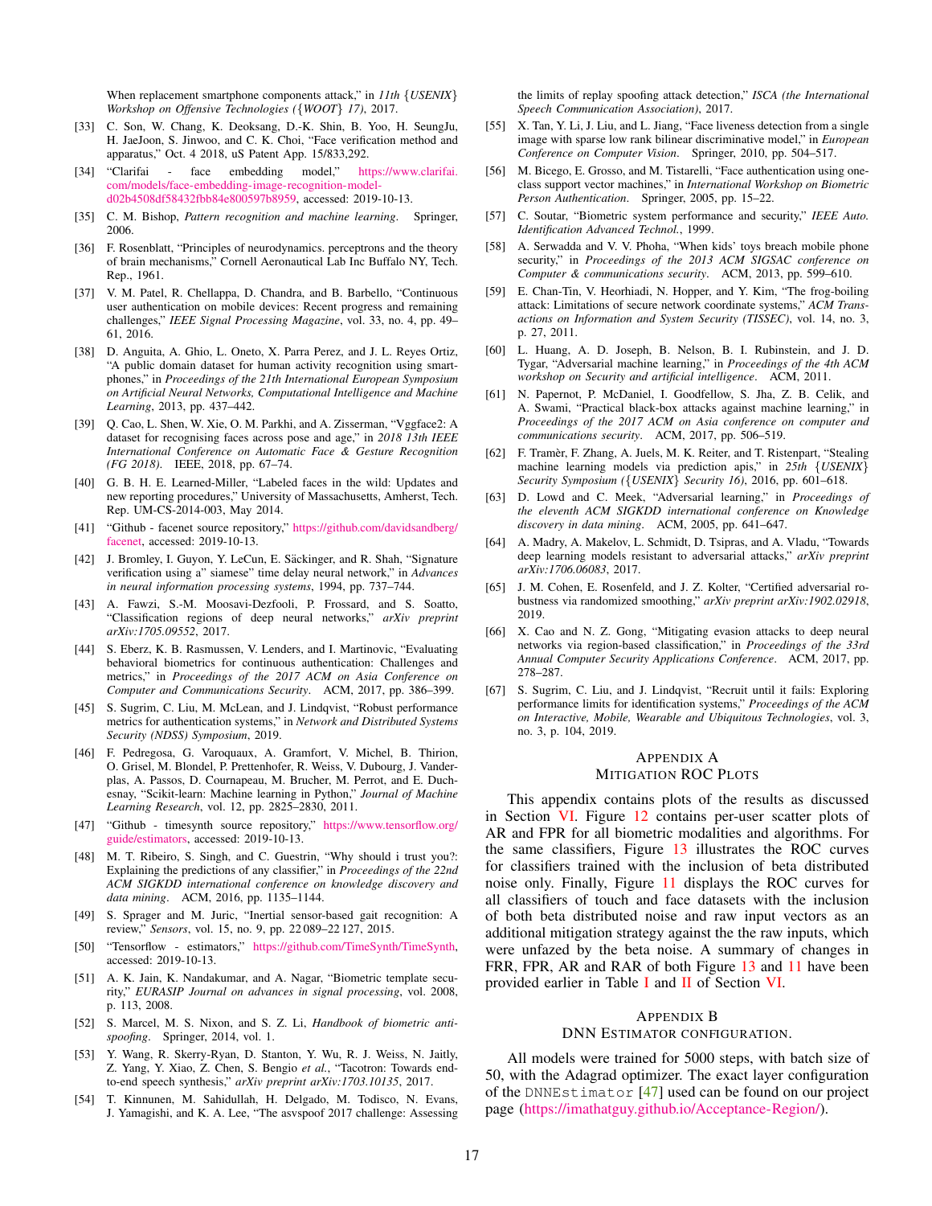When replacement smartphone components attack," in *11th {USENIX} Workshop on Offensive Technologies ({WOOT} 17)*, 2017.

- [33] C. Son, W. Chang, K. Deoksang, D.-K. Shin, B. Yoo, H. SeungJu, H. JaeJoon, S. Jinwoo, and C. K. Choi, "Face verification method and apparatus," Oct. 4 2018, uS Patent App. 15/833,292.
- [34] "Clarifai - face embedding model," https://www.clarifai.com/models/face-embedding-image-recognition-model-d02b4508df58432fbb84e800597b8959, accessed: 2019-10-13.
- [35] C. M. Bishop, *Pattern recognition and machine learning*. Springer, 2006.
- [36] F. Rosenblatt, "Principles of neurodynamics. perceptrons and the theory of brain mechanisms," Cornell Aeronautical Lab Inc Buffalo NY, Tech. Rep., 1961.
- [37] V. M. Patel, R. Chellappa, D. Chandra, and B. Barbello, "Continuous user authentication on mobile devices: Recent progress and remaining challenges," *IEEE Signal Processing Magazine*, vol. 33, no. 4, pp. 49–61, 2016.
- [38] D. Anguita, A. Ghio, L. Oneto, X. Parra Perez, and J. L. Reyes Ortiz, "A public domain dataset for human activity recognition using smartphones," in *Proceedings of the 21th International European Symposium on Artificial Neural Networks, Computational Intelligence and Machine Learning*, 2013, pp. 437–442.
- [39] Q. Cao, L. Shen, W. Xie, O. M. Parkhi, and A. Zisserman, "Vggface2: A dataset for recognising faces across pose and age," in *2018 13th IEEE International Conference on Automatic Face & Gesture Recognition (FG 2018)*. IEEE, 2018, pp. 67–74.
- [40] G. B. H. E. Learned-Miller, "Labeled faces in the wild: Updates and new reporting procedures," University of Massachusetts, Amherst, Tech. Rep. UM-CS-2014-003, May 2014.
- [41] "Github - facenet source repository," https://github.com/davidsandberg/facenet, accessed: 2019-10-13.
- [42] J. Bromley, I. Guyon, Y. LeCun, E. Säckinger, and R. Shah, "Signature verification using a" siamese" time delay neural network," in *Advances in neural information processing systems*, 1994, pp. 737–744.
- [43] A. Fawzi, S.-M. Moosavi-Dezfooli, P. Frossard, and S. Soatto, "Classification regions of deep neural networks," *arXiv preprint arXiv:1705.09552*, 2017.
- [44] S. Eberz, K. B. Rasmussen, V. Lenders, and I. Martinovic, "Evaluating behavioral biometrics for continuous authentication: Challenges and metrics," in *Proceedings of the 2017 ACM on Asia Conference on Computer and Communications Security*. ACM, 2017, pp. 386–399.
- [45] S. Sugrim, C. Liu, M. McLean, and J. Lindqvist, "Robust performance metrics for authentication systems," in *Network and Distributed Systems Security (NDSS) Symposium*, 2019.
- [46] F. Pedregosa, G. Varoquaux, A. Gramfort, V. Michel, B. Thirion, O. Grisel, M. Blondel, P. Prettenhofer, R. Weiss, V. Dubourg, J. Vanderplas, A. Passos, D. Cournapeau, M. Brucher, M. Perrot, and E. Duchesnay, "Scikit-learn: Machine learning in Python," *Journal of Machine Learning Research*, vol. 12, pp. 2825–2830, 2011.
- [47] "Github - timesynth source repository," https://www.tensorflow.org/guide/estimators, accessed: 2019-10-13.
- [48] M. T. Ribeiro, S. Singh, and C. Guestrin, "Why should i trust you?: Explaining the predictions of any classifier," in *Proceedings of the 22nd ACM SIGKDD international conference on knowledge discovery and data mining*. ACM, 2016, pp. 1135–1144.
- [49] S. Sprager and M. Juric, "Inertial sensor-based gait recognition: A review," *Sensors*, vol. 15, no. 9, pp. 22 089–22 127, 2015.
- [50] "Tensorflow - estimators," https://github.com/TimeSynth/TimeSynth, accessed: 2019-10-13.
- [51] A. K. Jain, K. Nandakumar, and A. Nagar, "Biometric template security," *EURASIP Journal on advances in signal processing*, vol. 2008, p. 113, 2008.
- [52] S. Marcel, M. S. Nixon, and S. Z. Li, *Handbook of biometric anti-spoofing*. Springer, 2014, vol. 1.
- [53] Y. Wang, R. Skerry-Ryan, D. Stanton, Y. Wu, R. J. Weiss, N. Jaitly, Z. Yang, Y. Xiao, Z. Chen, S. Bengio *et al.*, "Tacotron: Towards end-to-end speech synthesis," *arXiv preprint arXiv:1703.10135*, 2017.
- [54] T. Kinnunen, M. Sahidullah, H. Delgado, M. Todisco, N. Evans, J. Yamagishi, and K. A. Lee, "The asvspoof 2017 challenge: Assessing the limits of replay spoofing attack detection," *ISCA (the International Speech Communication Association)*, 2017.
- [55] X. Tan, Y. Li, J. Liu, and L. Jiang, "Face liveness detection from a single image with sparse low rank bilinear discriminative model," in *European Conference on Computer Vision*. Springer, 2010, pp. 504–517.
- [56] M. Bicego, E. Grosso, and M. Tistarelli, "Face authentication using one-class support vector machines," in *International Workshop on Biometric Person Authentication*. Springer, 2005, pp. 15–22.
- [57] C. Soutar, "Biometric system performance and security," *IEEE Auto. Identification Advanced Technol.*, 1999.
- [58] A. Serwadda and V. V. Phoha, "When kids' toys breach mobile phone security," in *Proceedings of the 2013 ACM SIGSAC conference on Computer & communications security*. ACM, 2013, pp. 599–610.
- [59] E. Chan-Tin, V. Heorhiadi, N. Hopper, and Y. Kim, "The frog-boiling attack: Limitations of secure network coordinate systems," *ACM Transactions on Information and System Security (TISSEC)*, vol. 14, no. 3, p. 27, 2011.
- [60] L. Huang, A. D. Joseph, B. Nelson, B. I. Rubinstein, and J. D. Tygar, "Adversarial machine learning," in *Proceedings of the 4th ACM workshop on Security and artificial intelligence*. ACM, 2011.
- [61] N. Papernot, P. McDaniel, I. Goodfellow, S. Jha, Z. B. Celik, and A. Swami, "Practical black-box attacks against machine learning," in *Proceedings of the 2017 ACM on Asia conference on computer and communications security*. ACM, 2017, pp. 506–519.
- [62] F. Tramèr, F. Zhang, A. Juels, M. K. Reiter, and T. Ristenpart, "Stealing machine learning models via prediction apis," in *25th {USENIX} Security Symposium ({USENIX} Security 16)*, 2016, pp. 601–618.
- [63] D. Lowd and C. Meek, "Adversarial learning," in *Proceedings of the eleventh ACM SIGKDD international conference on Knowledge discovery in data mining*. ACM, 2005, pp. 641–647.
- [64] A. Madry, A. Makelov, L. Schmidt, D. Tsipras, and A. Vladu, "Towards deep learning models resistant to adversarial attacks," *arXiv preprint arXiv:1706.06083*, 2017.
- [65] J. M. Cohen, E. Rosenfeld, and J. Z. Kolter, "Certified adversarial robustness via randomized smoothing," *arXiv preprint arXiv:1902.02918*, 2019.
- [66] X. Cao and N. Z. Gong, "Mitigating evasion attacks to deep neural networks via region-based classification," in *Proceedings of the 33rd Annual Computer Security Applications Conference*. ACM, 2017, pp. 278–287.
- [67] S. Sugrim, C. Liu, and J. Lindqvist, "Recruit until it fails: Exploring performance limits for identification systems," *Proceedings of the ACM on Interactive, Mobile, Wearable and Ubiquitous Technologies*, vol. 3, no. 3, p. 104, 2019.

## Appendix A
## Mitigation ROC Plots

This appendix contains plots of the results as discussed in Section VI. Figure 12 contains per-user scatter plots of AR and FPR for all biometric modalities and algorithms. For the same classifiers, Figure 13 illustrates the ROC curves for classifiers trained with the inclusion of beta distributed noise only. Finally, Figure 11 displays the ROC curves for all classifiers of touch and face datasets with the inclusion of both beta distributed noise and raw input vectors as an additional mitigation strategy against the the raw inputs, which were unfazed by the beta noise. A summary of changes in FRR, FPR, AR and RAR of both Figure 13 and 11 have been provided earlier in Table I and II of Section VI.

## Appendix B
## DNN Estimator configuration.

All models were trained for 5000 steps, with batch size of 50, with the Adagrad optimizer. The exact layer configuration of the `DNNEstimator` [47] used can be found on our project page (https://imathatguy.github.io/Acceptance-Region/).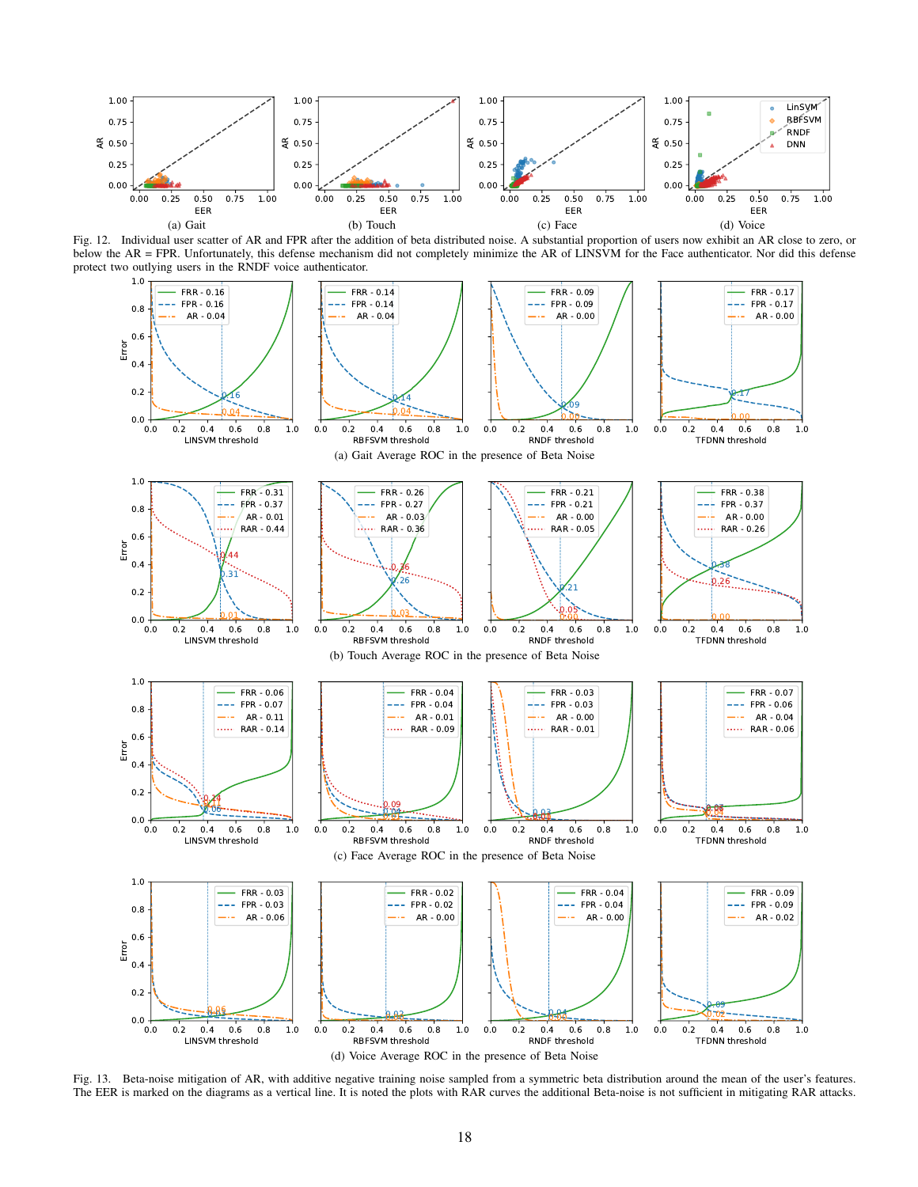1.00
0.75
AR 0.50
0.25
0.00
0.00 0.25 0.50 0.75 1.00
EER

(a) Gait

1.00
0.75
AR 0.50
0.25
0.00
0.00 0.25 0.50 0.75 1.00
EER

(b) Touch

1.00
0.75
AR 0.50
0.25
0.00
0.00 0.25 0.50 0.75 1.00
EER

(c) Face

1.00
0.75
AR 0.50
0.25
0.00
0.00 0.25 0.50 0.75 1.00
EER

LinSVM
RBFSVM
RNDF
DNN

(d) Voice

Fig. 12. Individual user scatter of AR and FPR after the addition of beta distributed noise. A substantial proportion of users now exhibit an AR close to zero, or below the AR = FPR. Unfortunately, this defense mechanism did not completely minimize the AR of LINSVM for the Face authenticator. Nor did this defense protect two outlying users in the RNDF voice authenticator.

LINSVM threshold: FRR - 0.16, FPR - 0.16, AR - 0.04
RBFSVM threshold: FRR - 0.14, FPR - 0.14, AR - 0.04
RNDF threshold: FRR - 0.09, FPR - 0.09, AR - 0.00
TFDNN threshold: FRR - 0.17, FPR - 0.17, AR - 0.00

(a) Gait Average ROC in the presence of Beta Noise

LINSVM threshold: FRR - 0.31, FPR - 0.37, AR - 0.01, RAR - 0.44
RBFSVM threshold: FRR - 0.26, FPR - 0.27, AR - 0.03, RAR - 0.36
RNDF threshold: FRR - 0.21, FPR - 0.21, AR - 0.00, RAR - 0.05
TFDNN threshold: FRR - 0.38, FPR - 0.37, AR - 0.00, RAR - 0.26

(b) Touch Average ROC in the presence of Beta Noise

LINSVM threshold: FRR - 0.06, FPR - 0.07, AR - 0.11, RAR - 0.14
RBFSVM threshold: FRR - 0.04, FPR - 0.04, AR - 0.01, RAR - 0.09
RNDF threshold: FRR - 0.03, FPR - 0.03, AR - 0.00, RAR - 0.01
TFDNN threshold: FRR - 0.07, FPR - 0.06, AR - 0.04, RAR - 0.06

(c) Face Average ROC in the presence of Beta Noise

LINSVM threshold: FRR - 0.03, FPR - 0.03, AR - 0.06
RBFSVM threshold: FRR - 0.02, FPR - 0.02, AR - 0.00
RNDF threshold: FRR - 0.04, FPR - 0.04, AR - 0.00
TFDNN threshold: FRR - 0.09, FPR - 0.09, AR - 0.02

(d) Voice Average ROC in the presence of Beta Noise

Fig. 13. Beta-noise mitigation of AR, with additive negative training noise sampled from a symmetric beta distribution around the mean of the user's features. The EER is marked on the diagrams as a vertical line. It is noted the plots with RAR curves the additional Beta-noise is not sufficient in mitigating RAR attacks.